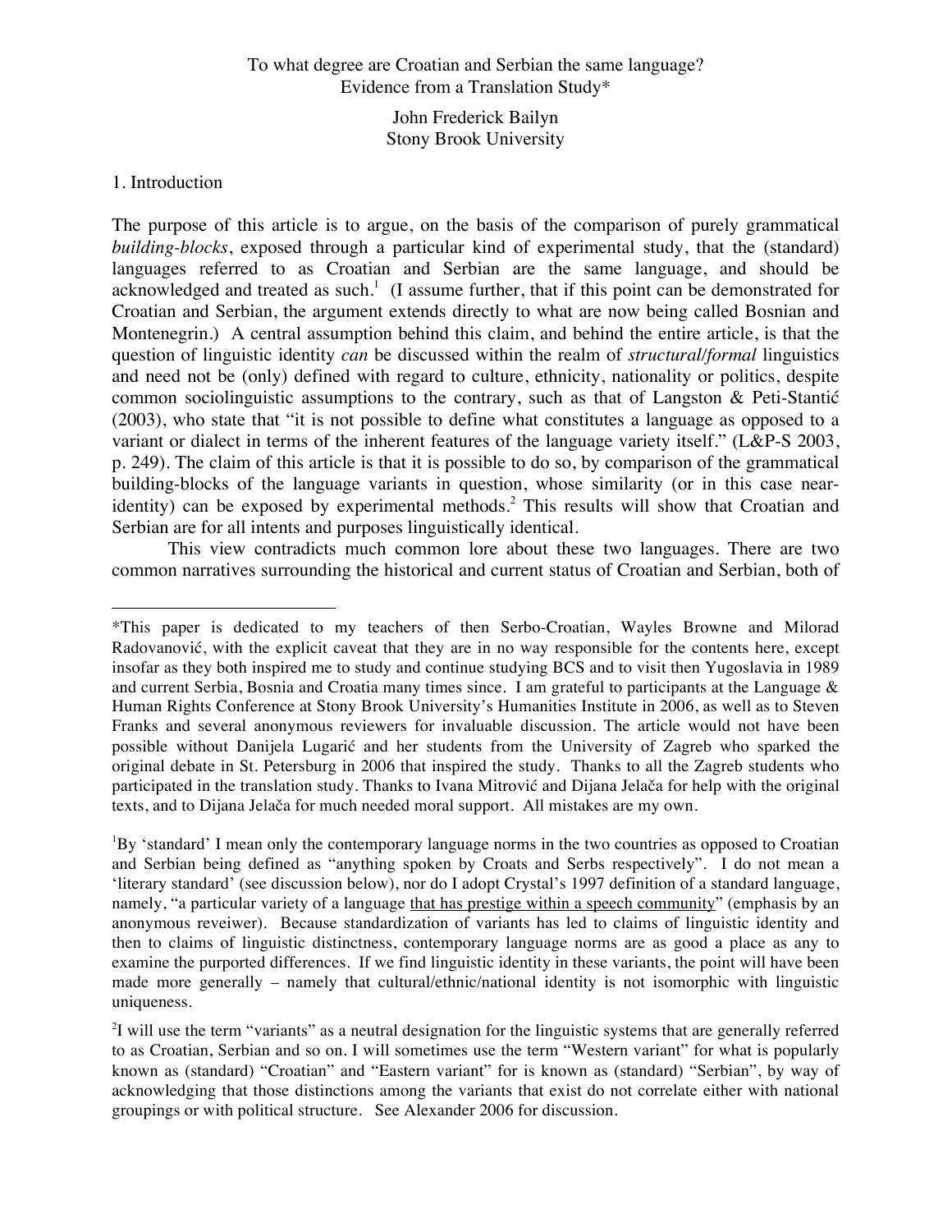# To what degree are Croatian and Serbian the same language?
## Evidence from a Translation Study*

John Frederick Bailyn
Stony Brook University

## 1. Introduction

The purpose of this article is to argue, on the basis of the comparison of purely grammatical *building-blocks*, exposed through a particular kind of experimental study, that the (standard) languages referred to as Croatian and Serbian are the same language, and should be acknowledged and treated as such.[1] (I assume further, that if this point can be demonstrated for Croatian and Serbian, the argument extends directly to what are now being called Bosnian and Montenegrin.) A central assumption behind this claim, and behind the entire article, is that the question of linguistic identity *can* be discussed within the realm of *structural/formal* linguistics and need not be (only) defined with regard to culture, ethnicity, nationality or politics, despite common sociolinguistic assumptions to the contrary, such as that of Langston & Peti-Stantić (2003), who state that "it is not possible to define what constitutes a language as opposed to a variant or dialect in terms of the inherent features of the language variety itself." (L&P-S 2003, p. 249). The claim of this article is that it is possible to do so, by comparison of the grammatical building-blocks of the language variants in question, whose similarity (or in this case near-identity) can be exposed by experimental methods.[2] This results will show that Croatian and Serbian are for all intents and purposes linguistically identical.

This view contradicts much common lore about these two languages. There are two common narratives surrounding the historical and current status of Croatian and Serbian, both of

---

*This paper is dedicated to my teachers of then Serbo-Croatian, Wayles Browne and Milorad Radovanović, with the explicit caveat that they are in no way responsible for the contents here, except insofar as they both inspired me to study and continue studying BCS and to visit then Yugoslavia in 1989 and current Serbia, Bosnia and Croatia many times since. I am grateful to participants at the Language & Human Rights Conference at Stony Brook University's Humanities Institute in 2006, as well as to Steven Franks and several anonymous reviewers for invaluable discussion. The article would not have been possible without Danijela Lugarić and her students from the University of Zagreb who sparked the original debate in St. Petersburg in 2006 that inspired the study. Thanks to all the Zagreb students who participated in the translation study. Thanks to Ivana Mitrović and Dijana Jelača for help with the original texts, and to Dijana Jelača for much needed moral support. All mistakes are my own.

[1] By 'standard' I mean only the contemporary language norms in the two countries as opposed to Croatian and Serbian being defined as "anything spoken by Croats and Serbs respectively". I do not mean a 'literary standard' (see discussion below), nor do I adopt Crystal's 1997 definition of a standard language, namely, "a particular variety of a language <u>that has prestige within a speech community</u>" (emphasis by an anonymous reveiwer). Because standardization of variants has led to claims of linguistic identity and then to claims of linguistic distinctness, contemporary language norms are as good a place as any to examine the purported differences. If we find linguistic identity in these variants, the point will have been made more generally – namely that cultural/ethnic/national identity is not isomorphic with linguistic uniqueness.

[2] I will use the term "variants" as a neutral designation for the linguistic systems that are generally referred to as Croatian, Serbian and so on. I will sometimes use the term "Western variant" for what is popularly known as (standard) "Croatian" and "Eastern variant" for is known as (standard) "Serbian", by way of acknowledging that those distinctions among the variants that exist do not correlate either with national groupings or with political structure. See Alexander 2006 for discussion.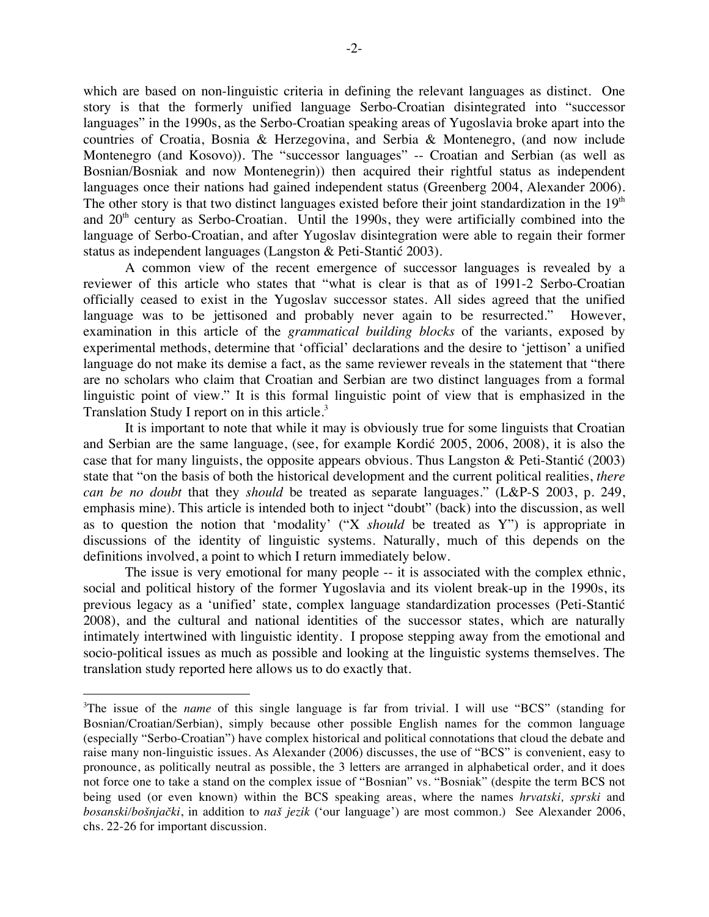which are based on non-linguistic criteria in defining the relevant languages as distinct. One story is that the formerly unified language Serbo-Croatian disintegrated into "successor languages" in the 1990s, as the Serbo-Croatian speaking areas of Yugoslavia broke apart into the countries of Croatia, Bosnia & Herzegovina, and Serbia & Montenegro, (and now include Montenegro (and Kosovo)). The "successor languages" -- Croatian and Serbian (as well as Bosnian/Bosniak and now Montenegrin)) then acquired their rightful status as independent languages once their nations had gained independent status (Greenberg 2004, Alexander 2006). The other story is that two distinct languages existed before their joint standardization in the 19th and 20th century as Serbo-Croatian. Until the 1990s, they were artificially combined into the language of Serbo-Croatian, and after Yugoslav disintegration were able to regain their former status as independent languages (Langston & Peti-Stantić 2003).

A common view of the recent emergence of successor languages is revealed by a reviewer of this article who states that "what is clear is that as of 1991-2 Serbo-Croatian officially ceased to exist in the Yugoslav successor states. All sides agreed that the unified language was to be jettisoned and probably never again to be resurrected." However, examination in this article of the *grammatical building blocks* of the variants, exposed by experimental methods, determine that 'official' declarations and the desire to 'jettison' a unified language do not make its demise a fact, as the same reviewer reveals in the statement that "there are no scholars who claim that Croatian and Serbian are two distinct languages from a formal linguistic point of view." It is this formal linguistic point of view that is emphasized in the Translation Study I report on in this article.[3]

It is important to note that while it may is obviously true for some linguists that Croatian and Serbian are the same language, (see, for example Kordić 2005, 2006, 2008), it is also the case that for many linguists, the opposite appears obvious. Thus Langston & Peti-Stantić (2003) state that "on the basis of both the historical development and the current political realities, *there can be no doubt* that they *should* be treated as separate languages." (L&P-S 2003, p. 249, emphasis mine). This article is intended both to inject "doubt" (back) into the discussion, as well as to question the notion that 'modality' ("X *should* be treated as Y") is appropriate in discussions of the identity of linguistic systems. Naturally, much of this depends on the definitions involved, a point to which I return immediately below.

The issue is very emotional for many people -- it is associated with the complex ethnic, social and political history of the former Yugoslavia and its violent break-up in the 1990s, its previous legacy as a 'unified' state, complex language standardization processes (Peti-Stantić 2008), and the cultural and national identities of the successor states, which are naturally intimately intertwined with linguistic identity. I propose stepping away from the emotional and socio-political issues as much as possible and looking at the linguistic systems themselves. The translation study reported here allows us to do exactly that.

---

[3]The issue of the *name* of this single language is far from trivial. I will use "BCS" (standing for Bosnian/Croatian/Serbian), simply because other possible English names for the common language (especially "Serbo-Croatian") have complex historical and political connotations that cloud the debate and raise many non-linguistic issues. As Alexander (2006) discusses, the use of "BCS" is convenient, easy to pronounce, as politically neutral as possible, the 3 letters are arranged in alphabetical order, and it does not force one to take a stand on the complex issue of "Bosnian" vs. "Bosniak" (despite the term BCS not being used (or even known) within the BCS speaking areas, where the names *hrvatski, sprski* and *bosanski/bošnjački*, in addition to *naš jezik* ('our language') are most common.) See Alexander 2006, chs. 22-26 for important discussion.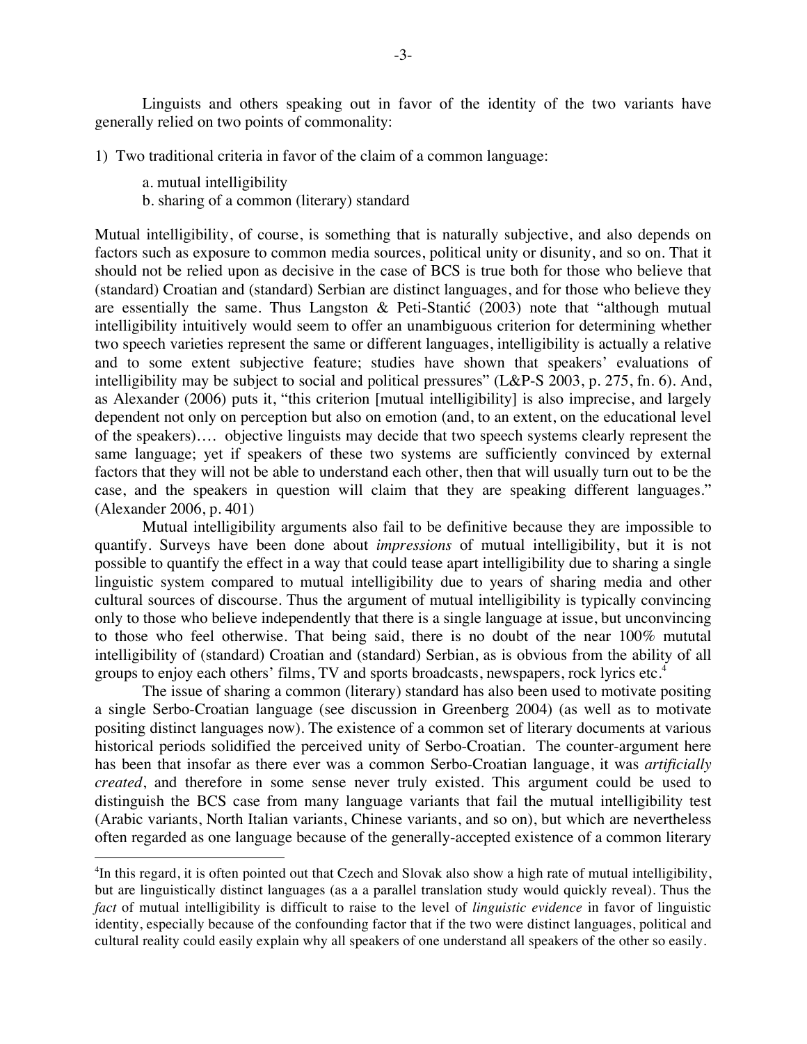Linguists and others speaking out in favor of the identity of the two variants have generally relied on two points of commonality:

1) Two traditional criteria in favor of the claim of a common language:

   a. mutual intelligibility
   b. sharing of a common (literary) standard

Mutual intelligibility, of course, is something that is naturally subjective, and also depends on factors such as exposure to common media sources, political unity or disunity, and so on. That it should not be relied upon as decisive in the case of BCS is true both for those who believe that (standard) Croatian and (standard) Serbian are distinct languages, and for those who believe they are essentially the same. Thus Langston & Peti-Stantić (2003) note that "although mutual intelligibility intuitively would seem to offer an unambiguous criterion for determining whether two speech varieties represent the same or different languages, intelligibility is actually a relative and to some extent subjective feature; studies have shown that speakers' evaluations of intelligibility may be subject to social and political pressures" (L&P-S 2003, p. 275, fn. 6). And, as Alexander (2006) puts it, "this criterion [mutual intelligibility] is also imprecise, and largely dependent not only on perception but also on emotion (and, to an extent, on the educational level of the speakers)…. objective linguists may decide that two speech systems clearly represent the same language; yet if speakers of these two systems are sufficiently convinced by external factors that they will not be able to understand each other, then that will usually turn out to be the case, and the speakers in question will claim that they are speaking different languages." (Alexander 2006, p. 401)

Mutual intelligibility arguments also fail to be definitive because they are impossible to quantify. Surveys have been done about *impressions* of mutual intelligibility, but it is not possible to quantify the effect in a way that could tease apart intelligibility due to sharing a single linguistic system compared to mutual intelligibility due to years of sharing media and other cultural sources of discourse. Thus the argument of mutual intelligibility is typically convincing only to those who believe independently that there is a single language at issue, but unconvincing to those who feel otherwise. That being said, there is no doubt of the near 100% mututal intelligibility of (standard) Croatian and (standard) Serbian, as is obvious from the ability of all groups to enjoy each others' films, TV and sports broadcasts, newspapers, rock lyrics etc.[4]

The issue of sharing a common (literary) standard has also been used to motivate positing a single Serbo-Croatian language (see discussion in Greenberg 2004) (as well as to motivate positing distinct languages now). The existence of a common set of literary documents at various historical periods solidified the perceived unity of Serbo-Croatian. The counter-argument here has been that insofar as there ever was a common Serbo-Croatian language, it was *artificially created*, and therefore in some sense never truly existed. This argument could be used to distinguish the BCS case from many language variants that fail the mutual intelligibility test (Arabic variants, North Italian variants, Chinese variants, and so on), but which are nevertheless often regarded as one language because of the generally-accepted existence of a common literary

---

[4]In this regard, it is often pointed out that Czech and Slovak also show a high rate of mutual intelligibility, but are linguistically distinct languages (as a a parallel translation study would quickly reveal). Thus the *fact* of mutual intelligibility is difficult to raise to the level of *linguistic evidence* in favor of linguistic identity, especially because of the confounding factor that if the two were distinct languages, political and cultural reality could easily explain why all speakers of one understand all speakers of the other so easily.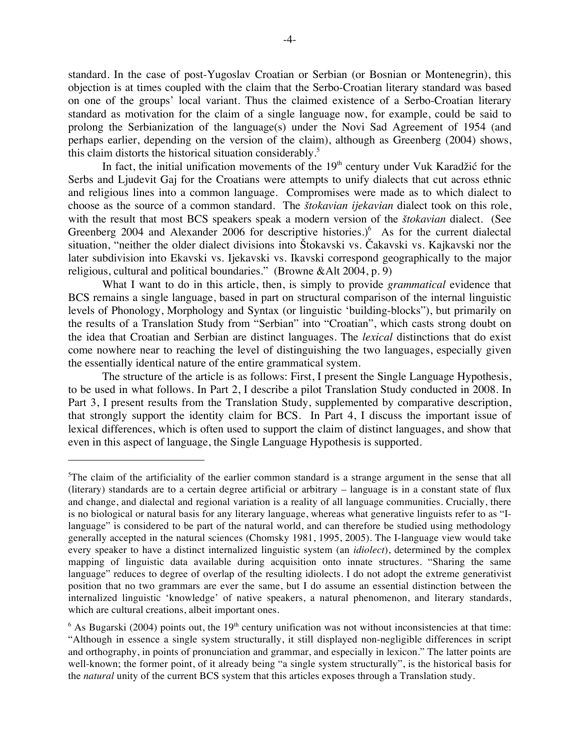standard. In the case of post-Yugoslav Croatian or Serbian (or Bosnian or Montenegrin), this objection is at times coupled with the claim that the Serbo-Croatian literary standard was based on one of the groups' local variant. Thus the claimed existence of a Serbo-Croatian literary standard as motivation for the claim of a single language now, for example, could be said to prolong the Serbianization of the language(s) under the Novi Sad Agreement of 1954 (and perhaps earlier, depending on the version of the claim), although as Greenberg (2004) shows, this claim distorts the historical situation considerably.[5]

In fact, the initial unification movements of the 19th century under Vuk Karadžić for the Serbs and Ljudevit Gaj for the Croatians were attempts to unify dialects that cut across ethnic and religious lines into a common language. Compromises were made as to which dialect to choose as the source of a common standard. The *štokavian ijekavian* dialect took on this role, with the result that most BCS speakers speak a modern version of the *štokavian* dialect. (See Greenberg 2004 and Alexander 2006 for descriptive histories.)[6] As for the current dialectal situation, "neither the older dialect divisions into Štokavski vs. Čakavski vs. Kajkavski nor the later subdivision into Ekavski vs. Ijekavski vs. Ikavski correspond geographically to the major religious, cultural and political boundaries." (Browne &Alt 2004, p. 9)

What I want to do in this article, then, is simply to provide *grammatical* evidence that BCS remains a single language, based in part on structural comparison of the internal linguistic levels of Phonology, Morphology and Syntax (or linguistic 'building-blocks"), but primarily on the results of a Translation Study from "Serbian" into "Croatian", which casts strong doubt on the idea that Croatian and Serbian are distinct languages. The *lexical* distinctions that do exist come nowhere near to reaching the level of distinguishing the two languages, especially given the essentially identical nature of the entire grammatical system.

The structure of the article is as follows: First, I present the Single Language Hypothesis, to be used in what follows. In Part 2, I describe a pilot Translation Study conducted in 2008. In Part 3, I present results from the Translation Study, supplemented by comparative description, that strongly support the identity claim for BCS. In Part 4, I discuss the important issue of lexical differences, which is often used to support the claim of distinct languages, and show that even in this aspect of language, the Single Language Hypothesis is supported.

---

[5]The claim of the artificiality of the earlier common standard is a strange argument in the sense that all (literary) standards are to a certain degree artificial or arbitrary – language is in a constant state of flux and change, and dialectal and regional variation is a reality of all language communities. Crucially, there is no biological or natural basis for any literary language, whereas what generative linguists refer to as "I-language" is considered to be part of the natural world, and can therefore be studied using methodology generally accepted in the natural sciences (Chomsky 1981, 1995, 2005). The I-language view would take every speaker to have a distinct internalized linguistic system (an *idiolect*), determined by the complex mapping of linguistic data available during acquisition onto innate structures. "Sharing the same language" reduces to degree of overlap of the resulting idiolects. I do not adopt the extreme generativist position that no two grammars are ever the same, but I do assume an essential distinction between the internalized linguistic 'knowledge' of native speakers, a natural phenomenon, and literary standards, which are cultural creations, albeit important ones.

[6] As Bugarski (2004) points out, the 19th century unification was not without inconsistencies at that time: "Although in essence a single system structurally, it still displayed non-negligible differences in script and orthography, in points of pronunciation and grammar, and especially in lexicon." The latter points are well-known; the former point, of it already being "a single system structurally", is the historical basis for the *natural* unity of the current BCS system that this articles exposes through a Translation study.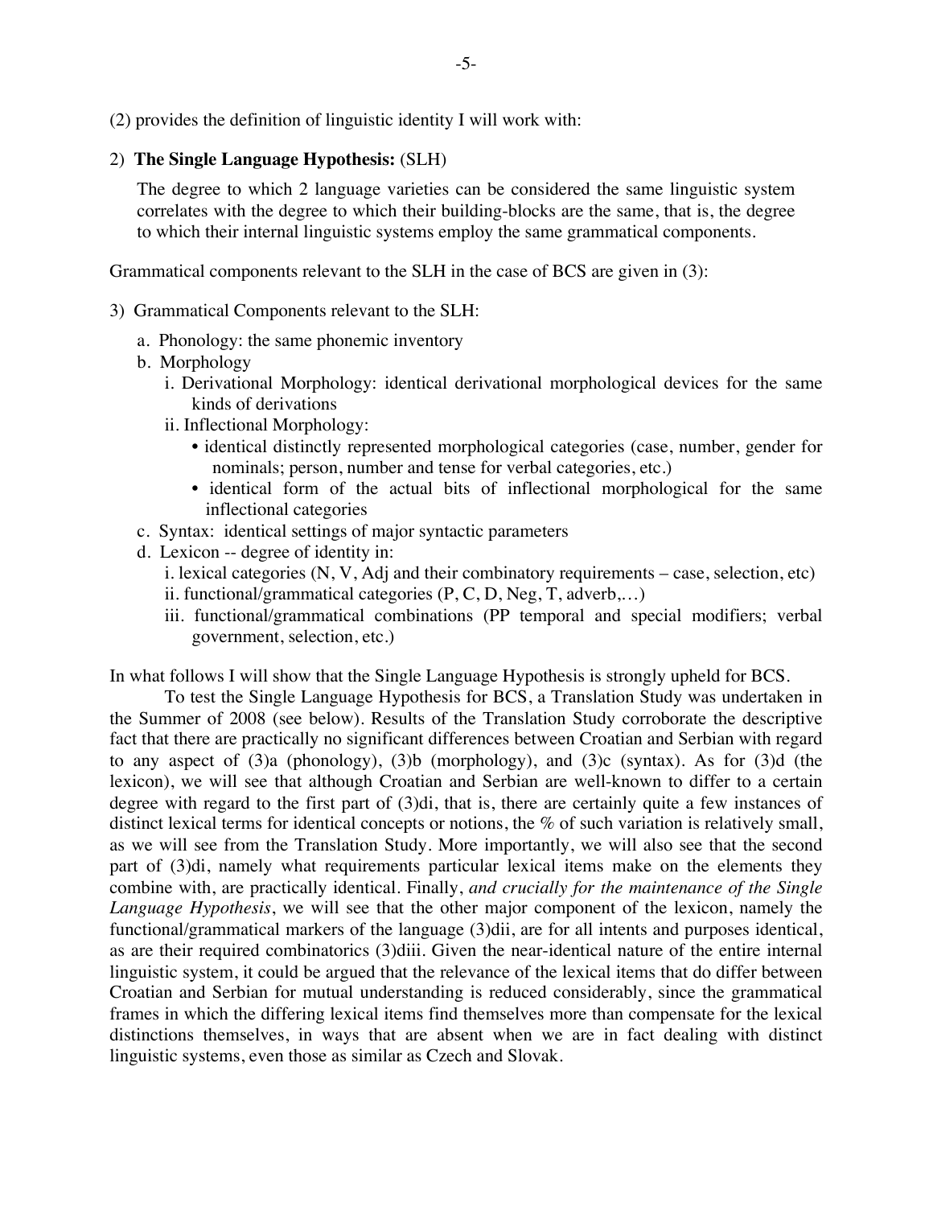(2) provides the definition of linguistic identity I will work with:

2) **The Single Language Hypothesis:** (SLH)

> The degree to which 2 language varieties can be considered the same linguistic system correlates with the degree to which their building-blocks are the same, that is, the degree to which their internal linguistic systems employ the same grammatical components.

Grammatical components relevant to the SLH in the case of BCS are given in (3):

3) Grammatical Components relevant to the SLH:

- a. Phonology: the same phonemic inventory
- b. Morphology
  - i. Derivational Morphology: identical derivational morphological devices for the same kinds of derivations
  - ii. Inflectional Morphology:
    - • identical distinctly represented morphological categories (case, number, gender for nominals; person, number and tense for verbal categories, etc.)
    - • identical form of the actual bits of inflectional morphological for the same inflectional categories
- c. Syntax: identical settings of major syntactic parameters
- d. Lexicon -- degree of identity in:
  - i. lexical categories (N, V, Adj and their combinatory requirements – case, selection, etc)
  - ii. functional/grammatical categories (P, C, D, Neg, T, adverb,…)
  - iii. functional/grammatical combinations (PP temporal and special modifiers; verbal government, selection, etc.)

In what follows I will show that the Single Language Hypothesis is strongly upheld for BCS.

To test the Single Language Hypothesis for BCS, a Translation Study was undertaken in the Summer of 2008 (see below). Results of the Translation Study corroborate the descriptive fact that there are practically no significant differences between Croatian and Serbian with regard to any aspect of (3)a (phonology), (3)b (morphology), and (3)c (syntax). As for (3)d (the lexicon), we will see that although Croatian and Serbian are well-known to differ to a certain degree with regard to the first part of (3)di, that is, there are certainly quite a few instances of distinct lexical terms for identical concepts or notions, the % of such variation is relatively small, as we will see from the Translation Study. More importantly, we will also see that the second part of (3)di, namely what requirements particular lexical items make on the elements they combine with, are practically identical. Finally, *and crucially for the maintenance of the Single Language Hypothesis*, we will see that the other major component of the lexicon, namely the functional/grammatical markers of the language (3)dii, are for all intents and purposes identical, as are their required combinatorics (3)diii. Given the near-identical nature of the entire internal linguistic system, it could be argued that the relevance of the lexical items that do differ between Croatian and Serbian for mutual understanding is reduced considerably, since the grammatical frames in which the differing lexical items find themselves more than compensate for the lexical distinctions themselves, in ways that are absent when we are in fact dealing with distinct linguistic systems, even those as similar as Czech and Slovak.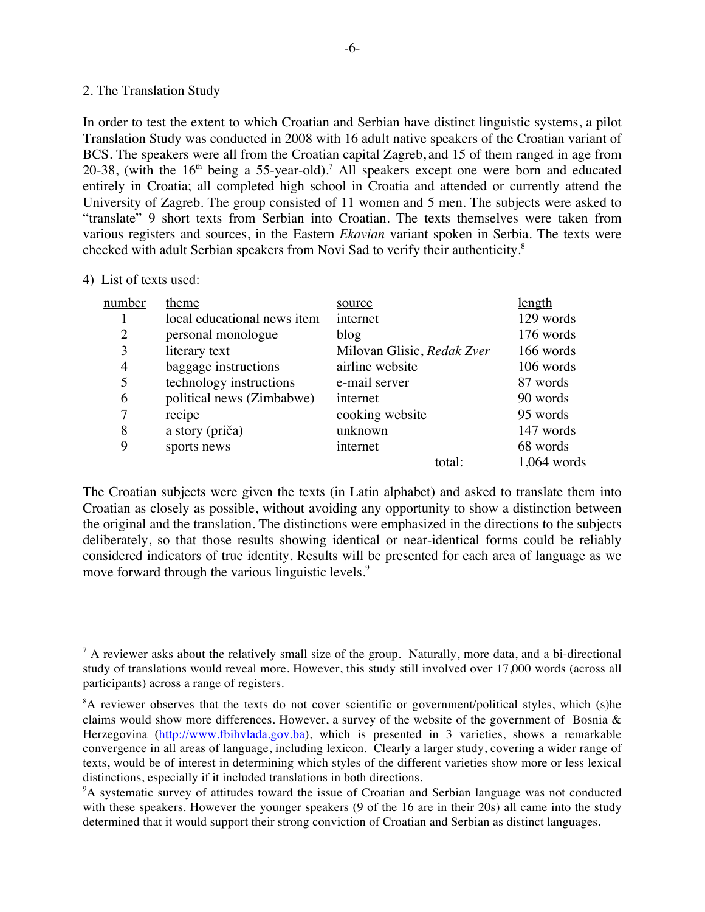## 2. The Translation Study

In order to test the extent to which Croatian and Serbian have distinct linguistic systems, a pilot Translation Study was conducted in 2008 with 16 adult native speakers of the Croatian variant of BCS. The speakers were all from the Croatian capital Zagreb, and 15 of them ranged in age from 20-38, (with the 16th being a 55-year-old).[7] All speakers except one were born and educated entirely in Croatia; all completed high school in Croatia and attended or currently attend the University of Zagreb. The group consisted of 11 women and 5 men. The subjects were asked to "translate" 9 short texts from Serbian into Croatian. The texts themselves were taken from various registers and sources, in the Eastern *Ekavian* variant spoken in Serbia. The texts were checked with adult Serbian speakers from Novi Sad to verify their authenticity.[8]

4) List of texts used:

| number | theme | source | length |
|---|---|---|---|
| 1 | local educational news item | internet | 129 words |
| 2 | personal monologue | blog | 176 words |
| 3 | literary text | Milovan Glisic, *Redak Zver* | 166 words |
| 4 | baggage instructions | airline website | 106 words |
| 5 | technology instructions | e-mail server | 87 words |
| 6 | political news (Zimbabwe) | internet | 90 words |
| 7 | recipe | cooking website | 95 words |
| 8 | a story (priča) | unknown | 147 words |
| 9 | sports news | internet | 68 words |
| | | total: | 1,064 words |

The Croatian subjects were given the texts (in Latin alphabet) and asked to translate them into Croatian as closely as possible, without avoiding any opportunity to show a distinction between the original and the translation. The distinctions were emphasized in the directions to the subjects deliberately, so that those results showing identical or near-identical forms could be reliably considered indicators of true identity. Results will be presented for each area of language as we move forward through the various linguistic levels.[9]

---

[7] A reviewer asks about the relatively small size of the group. Naturally, more data, and a bi-directional study of translations would reveal more. However, this study still involved over 17,000 words (across all participants) across a range of registers.

[8] A reviewer observes that the texts do not cover scientific or government/political styles, which (s)he claims would show more differences. However, a survey of the website of the government of Bosnia & Herzegovina (http://www.fbihvlada.gov.ba), which is presented in 3 varieties, shows a remarkable convergence in all areas of language, including lexicon. Clearly a larger study, covering a wider range of texts, would be of interest in determining which styles of the different varieties show more or less lexical distinctions, especially if it included translations in both directions.

[9] A systematic survey of attitudes toward the issue of Croatian and Serbian language was not conducted with these speakers. However the younger speakers (9 of the 16 are in their 20s) all came into the study determined that it would support their strong conviction of Croatian and Serbian as distinct languages.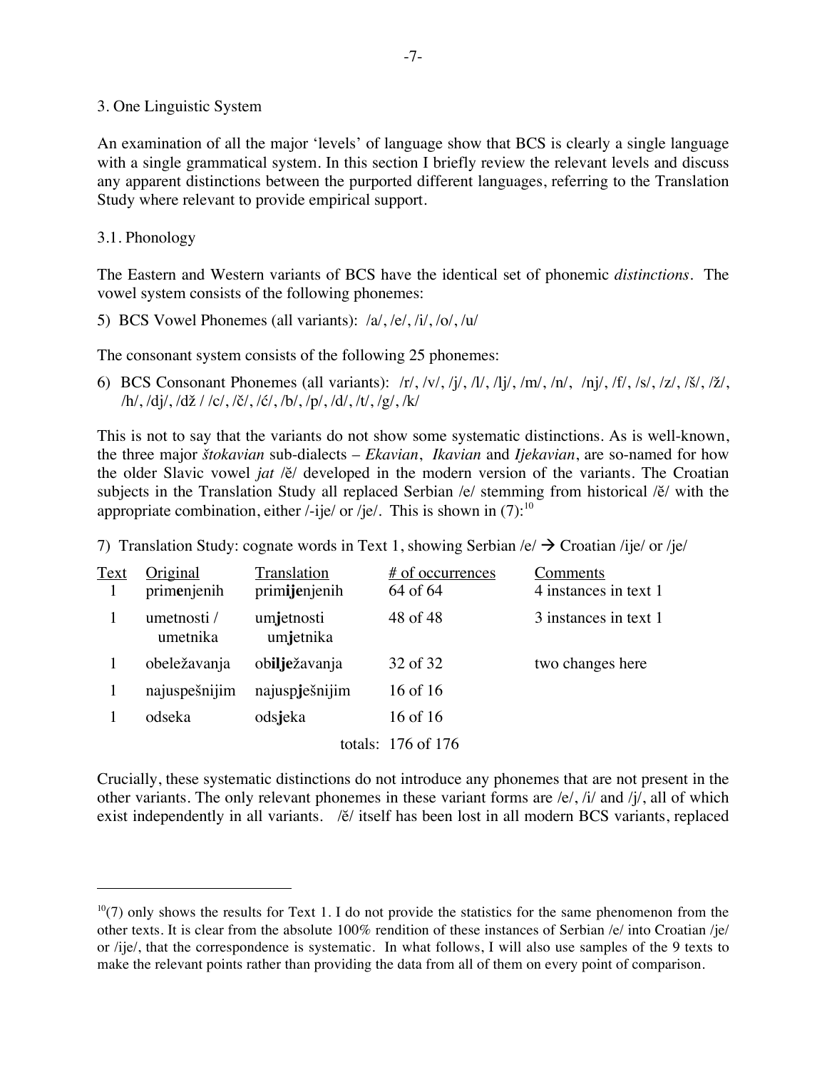## 3. One Linguistic System

An examination of all the major 'levels' of language show that BCS is clearly a single language with a single grammatical system. In this section I briefly review the relevant levels and discuss any apparent distinctions between the purported different languages, referring to the Translation Study where relevant to provide empirical support.

### 3.1. Phonology

The Eastern and Western variants of BCS have the identical set of phonemic *distinctions*. The vowel system consists of the following phonemes:

5) BCS Vowel Phonemes (all variants): /a/, /e/, /i/, /o/, /u/

The consonant system consists of the following 25 phonemes:

6) BCS Consonant Phonemes (all variants): /r/, /v/, /j/, /l/, /lj/, /m/, /n/, /nj/, /f/, /s/, /z/, /š/, /ž/, /h/, /dj/, /dž / /c/, /č/, /ć/, /b/, /p/, /d/, /t/, /g/, /k/

This is not to say that the variants do not show some systematic distinctions. As is well-known, the three major *štokavian* sub-dialects – *Ekavian*, *Ikavian* and *Ijekavian*, are so-named for how the older Slavic vowel *jat* /ě/ developed in the modern version of the variants. The Croatian subjects in the Translation Study all replaced Serbian /e/ stemming from historical /ě/ with the appropriate combination, either /-ije/ or /je/. This is shown in (7):[10]

7) Translation Study: cognate words in Text 1, showing Serbian /e/ → Croatian /ije/ or /je/

| Text | Original | Translation | # of occurrences | Comments |
|---|---|---|---|---|
| 1 | prim**e**njenih | prim**ije**njenih | 64 of 64 | 4 instances in text 1 |
| 1 | umetnosti / umetnika | um**j**etnosti / um**j**etnika | 48 of 48 | 3 instances in text 1 |
| 1 | obeležavanja | ob**ilje**žavanja | 32 of 32 | two changes here |
| 1 | najuspešnijim | najusp**j**ešnijim | 16 of 16 | |
| 1 | odseka | ods**j**eka | 16 of 16 | |
| | | | totals: 176 of 176 | |

Crucially, these systematic distinctions do not introduce any phonemes that are not present in the other variants. The only relevant phonemes in these variant forms are /e/, /i/ and /j/, all of which exist independently in all variants. /ě/ itself has been lost in all modern BCS variants, replaced

---

[10](7) only shows the results for Text 1. I do not provide the statistics for the same phenomenon from the other texts. It is clear from the absolute 100% rendition of these instances of Serbian /e/ into Croatian /je/ or /ije/, that the correspondence is systematic. In what follows, I will also use samples of the 9 texts to make the relevant points rather than providing the data from all of them on every point of comparison.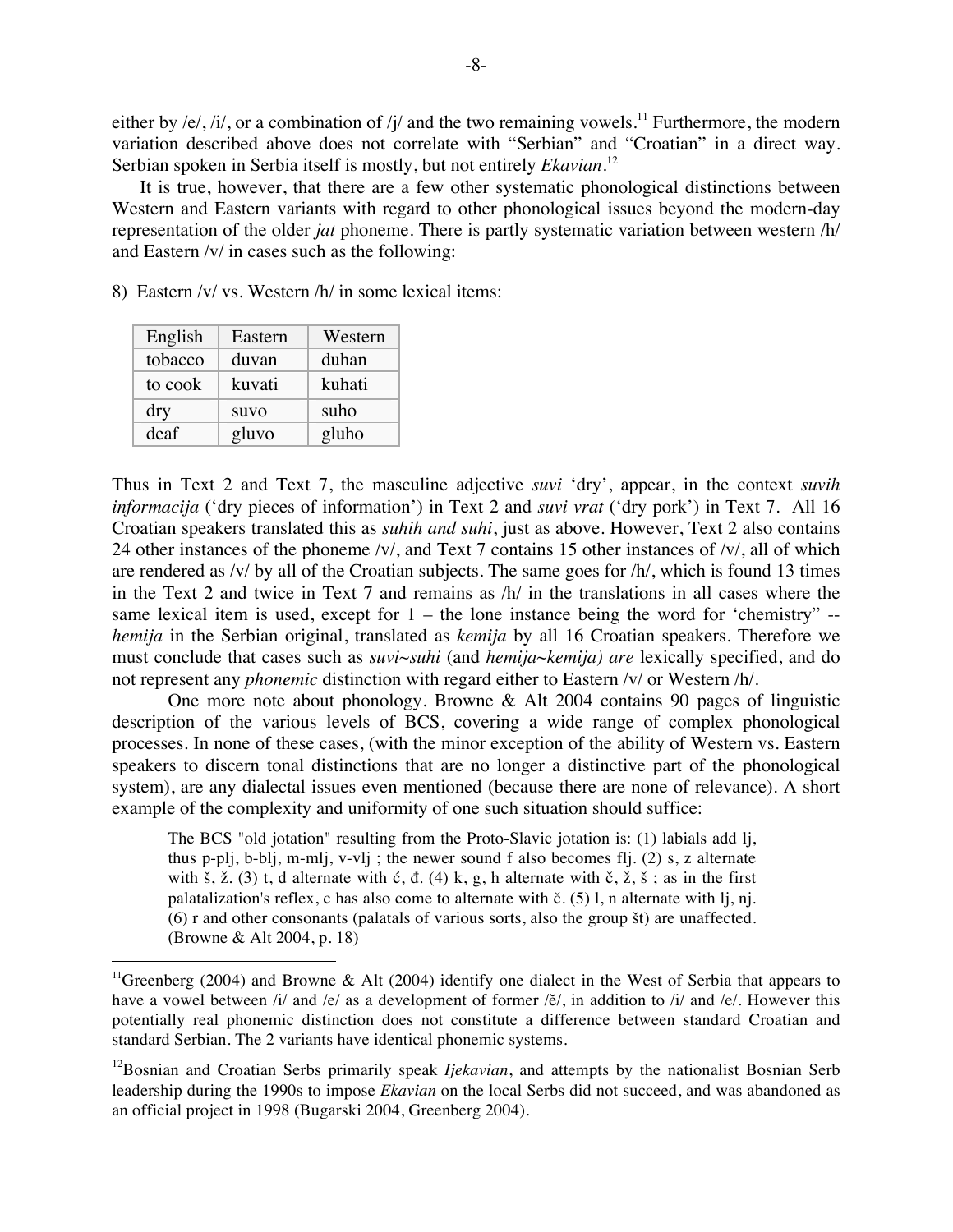either by /e/, /i/, or a combination of /j/ and the two remaining vowels.[11] Furthermore, the modern variation described above does not correlate with "Serbian" and "Croatian" in a direct way. Serbian spoken in Serbia itself is mostly, but not entirely *Ekavian*.[12]

It is true, however, that there are a few other systematic phonological distinctions between Western and Eastern variants with regard to other phonological issues beyond the modern-day representation of the older *jat* phoneme. There is partly systematic variation between western /h/ and Eastern /v/ in cases such as the following:

8) Eastern /v/ vs. Western /h/ in some lexical items:

| English | Eastern | Western |
|---|---|---|
| tobacco | duvan | duhan |
| to cook | kuvati | kuhati |
| dry | suvo | suho |
| deaf | gluvo | gluho |

Thus in Text 2 and Text 7, the masculine adjective *suvi* 'dry', appear, in the context *suvih informacija* ('dry pieces of information') in Text 2 and *suvi vrat* ('dry pork') in Text 7. All 16 Croatian speakers translated this as *suhih and suhi*, just as above. However, Text 2 also contains 24 other instances of the phoneme /v/, and Text 7 contains 15 other instances of /v/, all of which are rendered as /v/ by all of the Croatian subjects. The same goes for /h/, which is found 13 times in the Text 2 and twice in Text 7 and remains as /h/ in the translations in all cases where the same lexical item is used, except for 1 – the lone instance being the word for 'chemistry" -- *hemija* in the Serbian original, translated as *kemija* by all 16 Croatian speakers. Therefore we must conclude that cases such as *suvi~suhi* (and *hemija~kemija) are* lexically specified, and do not represent any *phonemic* distinction with regard either to Eastern /v/ or Western /h/.

One more note about phonology. Browne & Alt 2004 contains 90 pages of linguistic description of the various levels of BCS, covering a wide range of complex phonological processes. In none of these cases, (with the minor exception of the ability of Western vs. Eastern speakers to discern tonal distinctions that are no longer a distinctive part of the phonological system), are any dialectal issues even mentioned (because there are none of relevance). A short example of the complexity and uniformity of one such situation should suffice:

> The BCS "old jotation" resulting from the Proto-Slavic jotation is: (1) labials add lj, thus p-plj, b-blj, m-mlj, v-vlj ; the newer sound f also becomes flj. (2) s, z alternate with š, ž. (3) t, d alternate with ć, đ. (4) k, g, h alternate with č, ž, š ; as in the first palatalization's reflex, c has also come to alternate with č. (5) l, n alternate with lj, nj. (6) r and other consonants (palatals of various sorts, also the group št) are unaffected. (Browne & Alt 2004, p. 18)

---

[11] Greenberg (2004) and Browne & Alt (2004) identify one dialect in the West of Serbia that appears to have a vowel between /i/ and /e/ as a development of former /ě/, in addition to /i/ and /e/. However this potentially real phonemic distinction does not constitute a difference between standard Croatian and standard Serbian. The 2 variants have identical phonemic systems.

[12] Bosnian and Croatian Serbs primarily speak *Ijekavian*, and attempts by the nationalist Bosnian Serb leadership during the 1990s to impose *Ekavian* on the local Serbs did not succeed, and was abandoned as an official project in 1998 (Bugarski 2004, Greenberg 2004).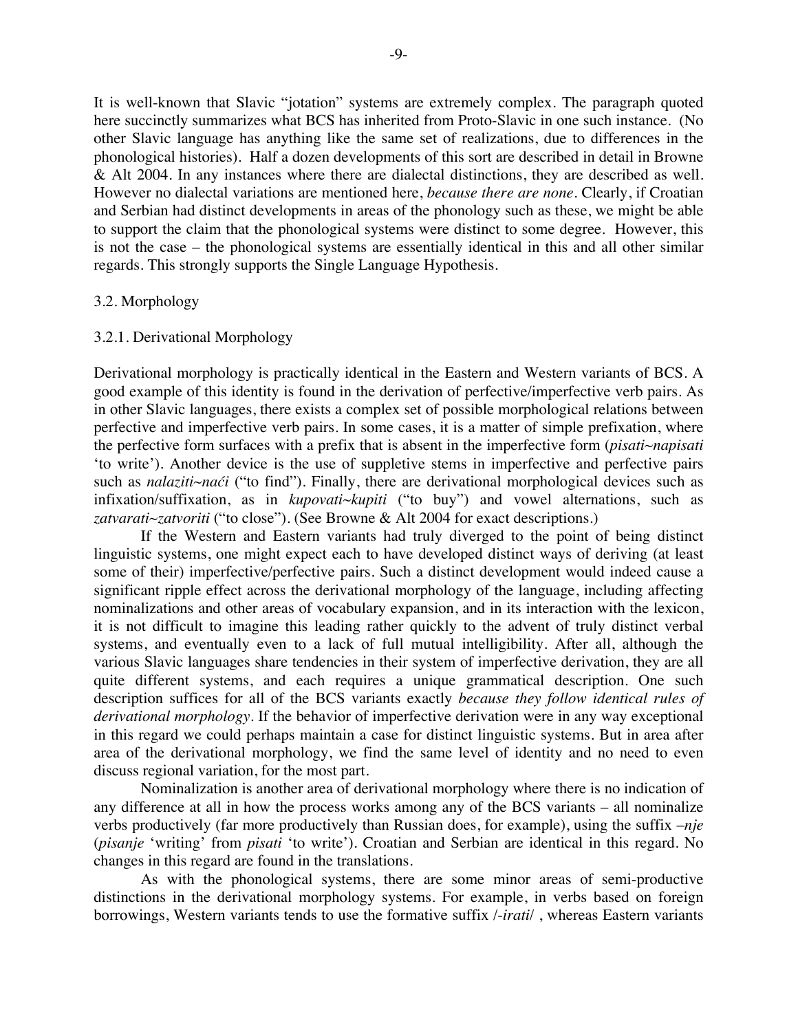It is well-known that Slavic "jotation" systems are extremely complex. The paragraph quoted here succinctly summarizes what BCS has inherited from Proto-Slavic in one such instance. (No other Slavic language has anything like the same set of realizations, due to differences in the phonological histories). Half a dozen developments of this sort are described in detail in Browne & Alt 2004. In any instances where there are dialectal distinctions, they are described as well. However no dialectal variations are mentioned here, *because there are none*. Clearly, if Croatian and Serbian had distinct developments in areas of the phonology such as these, we might be able to support the claim that the phonological systems were distinct to some degree. However, this is not the case – the phonological systems are essentially identical in this and all other similar regards. This strongly supports the Single Language Hypothesis.

### 3.2. Morphology

#### 3.2.1. Derivational Morphology

Derivational morphology is practically identical in the Eastern and Western variants of BCS. A good example of this identity is found in the derivation of perfective/imperfective verb pairs. As in other Slavic languages, there exists a complex set of possible morphological relations between perfective and imperfective verb pairs. In some cases, it is a matter of simple prefixation, where the perfective form surfaces with a prefix that is absent in the imperfective form (*pisati~napisati* 'to write'). Another device is the use of suppletive stems in imperfective and perfective pairs such as *nalaziti~naći* ("to find"). Finally, there are derivational morphological devices such as infixation/suffixation, as in *kupovati~kupiti* ("to buy") and vowel alternations, such as *zatvarati~zatvoriti* ("to close"). (See Browne & Alt 2004 for exact descriptions.)

If the Western and Eastern variants had truly diverged to the point of being distinct linguistic systems, one might expect each to have developed distinct ways of deriving (at least some of their) imperfective/perfective pairs. Such a distinct development would indeed cause a significant ripple effect across the derivational morphology of the language, including affecting nominalizations and other areas of vocabulary expansion, and in its interaction with the lexicon, it is not difficult to imagine this leading rather quickly to the advent of truly distinct verbal systems, and eventually even to a lack of full mutual intelligibility. After all, although the various Slavic languages share tendencies in their system of imperfective derivation, they are all quite different systems, and each requires a unique grammatical description. One such description suffices for all of the BCS variants exactly *because they follow identical rules of derivational morphology*. If the behavior of imperfective derivation were in any way exceptional in this regard we could perhaps maintain a case for distinct linguistic systems. But in area after area of the derivational morphology, we find the same level of identity and no need to even discuss regional variation, for the most part.

Nominalization is another area of derivational morphology where there is no indication of any difference at all in how the process works among any of the BCS variants – all nominalize verbs productively (far more productively than Russian does, for example), using the suffix *–nje* (*pisanje* 'writing' from *pisati* 'to write'). Croatian and Serbian are identical in this regard. No changes in this regard are found in the translations.

As with the phonological systems, there are some minor areas of semi-productive distinctions in the derivational morphology systems. For example, in verbs based on foreign borrowings, Western variants tends to use the formative suffix /*-irati*/ , whereas Eastern variants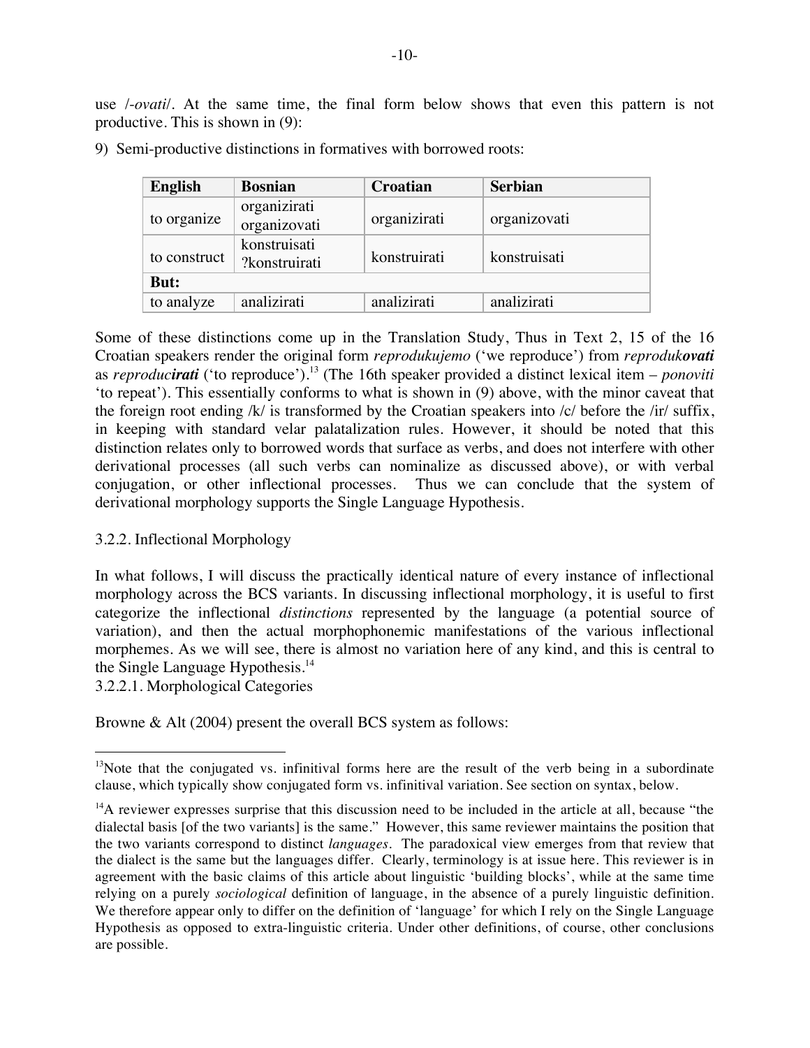use /*-ovati*/. At the same time, the final form below shows that even this pattern is not productive. This is shown in (9):

9) Semi-productive distinctions in formatives with borrowed roots:

| **English** | **Bosnian** | **Croatian** | **Serbian** |
|---|---|---|---|
| to organize | organizirati<br>organizovati | organizirati | organizovati |
| to construct | konstruisati<br>?konstruirati | konstruirati | konstruisati |
| **But:** | | | |
| to analyze | analizirati | analizirati | analizirati |

Some of these distinctions come up in the Translation Study, Thus in Text 2, 15 of the 16 Croatian speakers render the original form *reprodukujemo* ('we reproduce') from *reproduk**ovati*** as *reproduc**irati*** ('to reproduce').[13] (The 16th speaker provided a distinct lexical item – *ponoviti* 'to repeat'). This essentially conforms to what is shown in (9) above, with the minor caveat that the foreign root ending /k/ is transformed by the Croatian speakers into /c/ before the /ir/ suffix, in keeping with standard velar palatalization rules. However, it should be noted that this distinction relates only to borrowed words that surface as verbs, and does not interfere with other derivational processes (all such verbs can nominalize as discussed above), or with verbal conjugation, or other inflectional processes. Thus we can conclude that the system of derivational morphology supports the Single Language Hypothesis.

3.2.2. Inflectional Morphology

In what follows, I will discuss the practically identical nature of every instance of inflectional morphology across the BCS variants. In discussing inflectional morphology, it is useful to first categorize the inflectional *distinctions* represented by the language (a potential source of variation), and then the actual morphophonemic manifestations of the various inflectional morphemes. As we will see, there is almost no variation here of any kind, and this is central to the Single Language Hypothesis.[14]

3.2.2.1. Morphological Categories

Browne & Alt (2004) present the overall BCS system as follows:

---

[13]Note that the conjugated vs. infinitival forms here are the result of the verb being in a subordinate clause, which typically show conjugated form vs. infinitival variation. See section on syntax, below.

[14]A reviewer expresses surprise that this discussion need to be included in the article at all, because "the dialectal basis [of the two variants] is the same." However, this same reviewer maintains the position that the two variants correspond to distinct *languages*. The paradoxical view emerges from that review that the dialect is the same but the languages differ. Clearly, terminology is at issue here. This reviewer is in agreement with the basic claims of this article about linguistic 'building blocks', while at the same time relying on a purely *sociological* definition of language, in the absence of a purely linguistic definition. We therefore appear only to differ on the definition of 'language' for which I rely on the Single Language Hypothesis as opposed to extra-linguistic criteria. Under other definitions, of course, other conclusions are possible.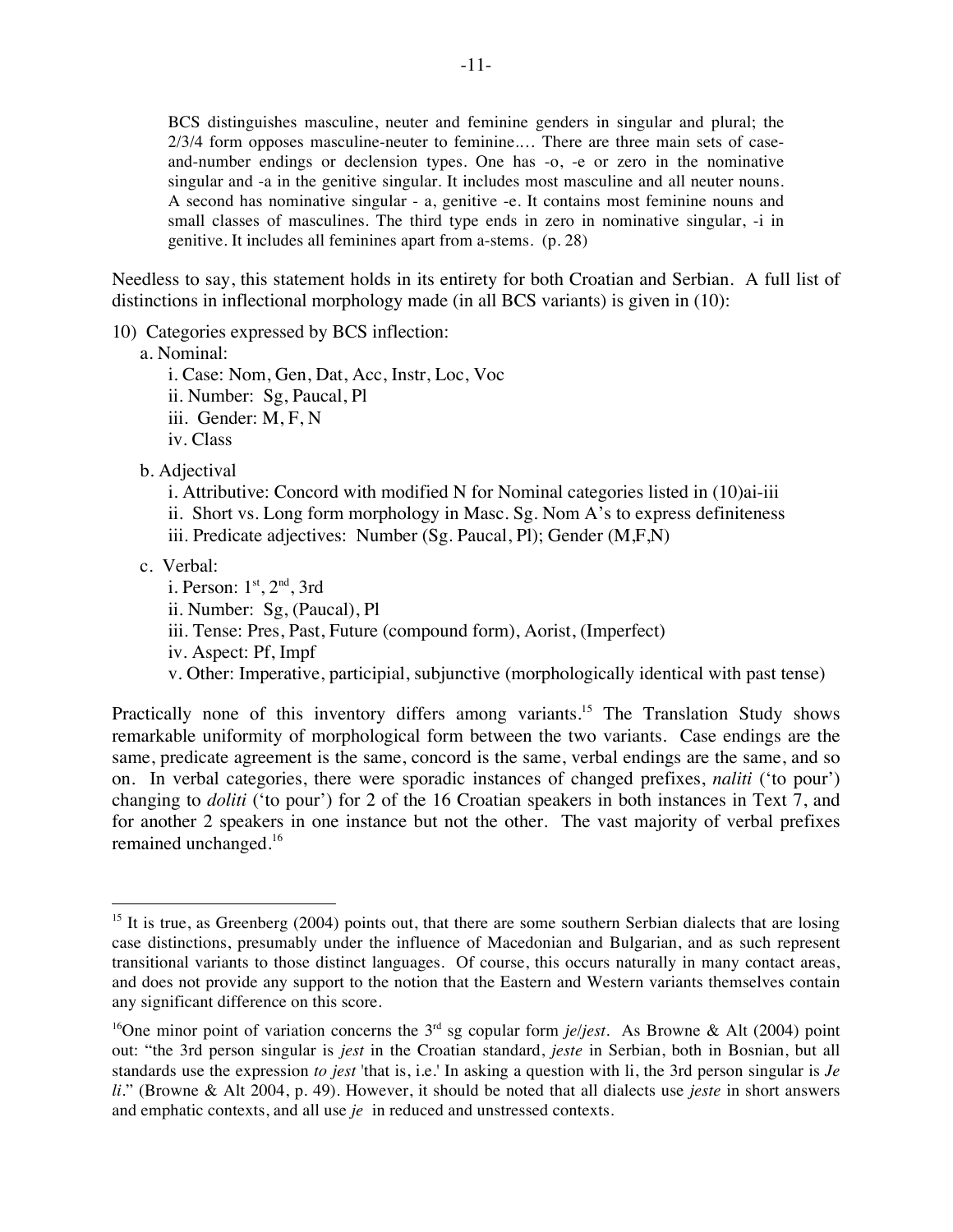> BCS distinguishes masculine, neuter and feminine genders in singular and plural; the 2/3/4 form opposes masculine-neuter to feminine.… There are three main sets of case-and-number endings or declension types. One has -o, -e or zero in the nominative singular and -a in the genitive singular. It includes most masculine and all neuter nouns. A second has nominative singular - a, genitive -e. It contains most feminine nouns and small classes of masculines. The third type ends in zero in nominative singular, -i in genitive. It includes all feminines apart from a-stems. (p. 28)

Needless to say, this statement holds in its entirety for both Croatian and Serbian. A full list of distinctions in inflectional morphology made (in all BCS variants) is given in (10):

10) Categories expressed by BCS inflection:

- a. Nominal:
  - i. Case: Nom, Gen, Dat, Acc, Instr, Loc, Voc
  - ii. Number: Sg, Paucal, Pl
  - iii. Gender: M, F, N
  - iv. Class
- b. Adjectival
  - i. Attributive: Concord with modified N for Nominal categories listed in (10)ai-iii
  - ii. Short vs. Long form morphology in Masc. Sg. Nom A's to express definiteness
  - iii. Predicate adjectives: Number (Sg. Paucal, Pl); Gender (M,F,N)
- c. Verbal:
  - i. Person: 1st, 2nd, 3rd
  - ii. Number: Sg, (Paucal), Pl
  - iii. Tense: Pres, Past, Future (compound form), Aorist, (Imperfect)
  - iv. Aspect: Pf, Impf
  - v. Other: Imperative, participial, subjunctive (morphologically identical with past tense)

Practically none of this inventory differs among variants.[15] The Translation Study shows remarkable uniformity of morphological form between the two variants. Case endings are the same, predicate agreement is the same, concord is the same, verbal endings are the same, and so on. In verbal categories, there were sporadic instances of changed prefixes, *naliti* ('to pour') changing to *doliti* ('to pour') for 2 of the 16 Croatian speakers in both instances in Text 7, and for another 2 speakers in one instance but not the other. The vast majority of verbal prefixes remained unchanged.[16]

---

[15] It is true, as Greenberg (2004) points out, that there are some southern Serbian dialects that are losing case distinctions, presumably under the influence of Macedonian and Bulgarian, and as such represent transitional variants to those distinct languages. Of course, this occurs naturally in many contact areas, and does not provide any support to the notion that the Eastern and Western variants themselves contain any significant difference on this score.

[16] One minor point of variation concerns the 3rd sg copular form *je/jest*. As Browne & Alt (2004) point out: "the 3rd person singular is *jest* in the Croatian standard, *jeste* in Serbian, both in Bosnian, but all standards use the expression *to jest* 'that is, i.e.' In asking a question with li, the 3rd person singular is *Je li*." (Browne & Alt 2004, p. 49). However, it should be noted that all dialects use *jeste* in short answers and emphatic contexts, and all use *je* in reduced and unstressed contexts.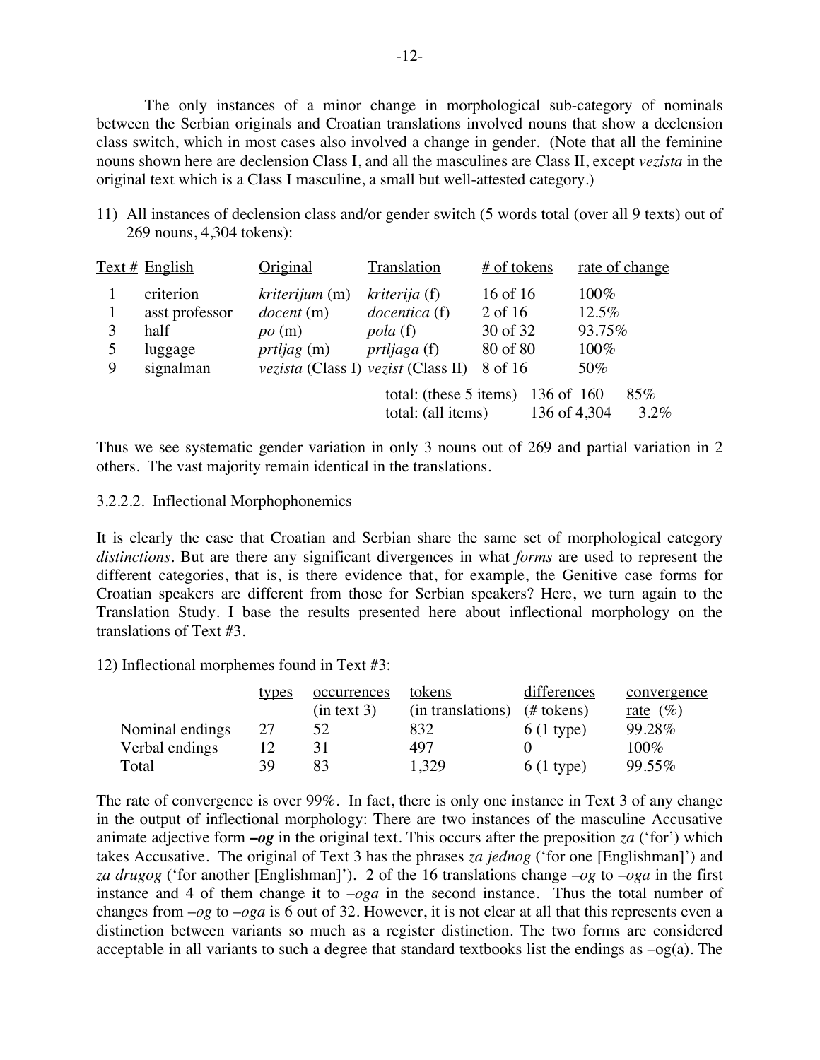The only instances of a minor change in morphological sub-category of nominals between the Serbian originals and Croatian translations involved nouns that show a declension class switch, which in most cases also involved a change in gender. (Note that all the feminine nouns shown here are declension Class I, and all the masculines are Class II, except *vezista* in the original text which is a Class I masculine, a small but well-attested category.)

11) All instances of declension class and/or gender switch (5 words total (over all 9 texts) out of 269 nouns, 4,304 tokens):

| Text # | English | Original | Translation | # of tokens | rate of change |
|---|---|---|---|---|---|
| 1 | criterion | *kriterijum* (m) | *kriterija* (f) | 16 of 16 | 100% |
| 1 | asst professor | *docent* (m) | *docentica* (f) | 2 of 16 | 12.5% |
| 3 | half | *po* (m) | *pola* (f) | 30 of 32 | 93.75% |
| 5 | luggage | *prtljag* (m) | *prtljaga* (f) | 80 of 80 | 100% |
| 9 | signalman | *vezista* (Class I) | *vezist* (Class II) | 8 of 16 | 50% |
| | | | total: (these 5 items) | 136 of 160 | 85% |
| | | | total: (all items) | 136 of 4,304 | 3.2% |

Thus we see systematic gender variation in only 3 nouns out of 269 and partial variation in 2 others. The vast majority remain identical in the translations.

#### 3.2.2.2. Inflectional Morphophonemics

It is clearly the case that Croatian and Serbian share the same set of morphological category *distinctions*. But are there any significant divergences in what *forms* are used to represent the different categories, that is, is there evidence that, for example, the Genitive case forms for Croatian speakers are different from those for Serbian speakers? Here, we turn again to the Translation Study. I base the results presented here about inflectional morphology on the translations of Text #3.

12) Inflectional morphemes found in Text #3:

| | types | occurrences (in text 3) | tokens (in translations) | differences (# tokens) | convergence rate (%) |
|---|---|---|---|---|---|
| Nominal endings | 27 | 52 | 832 | 6 (1 type) | 99.28% |
| Verbal endings | 12 | 31 | 497 | 0 | 100% |
| Total | 39 | 83 | 1,329 | 6 (1 type) | 99.55% |

The rate of convergence is over 99%. In fact, there is only one instance in Text 3 of any change in the output of inflectional morphology: There are two instances of the masculine Accusative animate adjective form ***–og*** in the original text. This occurs after the preposition *za* ('for') which takes Accusative. The original of Text 3 has the phrases *za jednog* ('for one [Englishman]') and *za drugog* ('for another [Englishman]'). 2 of the 16 translations change *–og* to *–oga* in the first instance and 4 of them change it to *–oga* in the second instance. Thus the total number of changes from *–og* to *–oga* is 6 out of 32. However, it is not clear at all that this represents even a distinction between variants so much as a register distinction. The two forms are considered acceptable in all variants to such a degree that standard textbooks list the endings as –og(a). The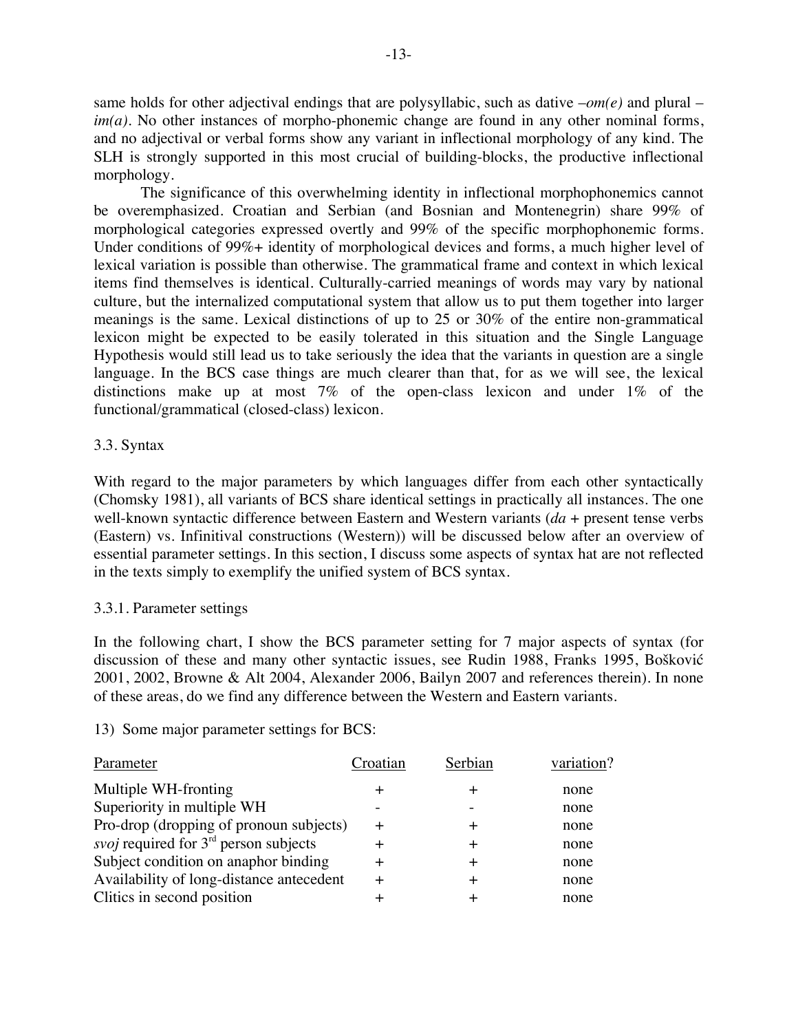same holds for other adjectival endings that are polysyllabic, such as dative *–om(e)* and plural –*im(a)*. No other instances of morpho-phonemic change are found in any other nominal forms, and no adjectival or verbal forms show any variant in inflectional morphology of any kind. The SLH is strongly supported in this most crucial of building-blocks, the productive inflectional morphology.

The significance of this overwhelming identity in inflectional morphophonemics cannot be overemphasized. Croatian and Serbian (and Bosnian and Montenegrin) share 99% of morphological categories expressed overtly and 99% of the specific morphophonemic forms. Under conditions of 99%+ identity of morphological devices and forms, a much higher level of lexical variation is possible than otherwise. The grammatical frame and context in which lexical items find themselves is identical. Culturally-carried meanings of words may vary by national culture, but the internalized computational system that allow us to put them together into larger meanings is the same. Lexical distinctions of up to 25 or 30% of the entire non-grammatical lexicon might be expected to be easily tolerated in this situation and the Single Language Hypothesis would still lead us to take seriously the idea that the variants in question are a single language. In the BCS case things are much clearer than that, for as we will see, the lexical distinctions make up at most 7% of the open-class lexicon and under 1% of the functional/grammatical (closed-class) lexicon.

### 3.3. Syntax

With regard to the major parameters by which languages differ from each other syntactically (Chomsky 1981), all variants of BCS share identical settings in practically all instances. The one well-known syntactic difference between Eastern and Western variants (*da* + present tense verbs (Eastern) vs. Infinitival constructions (Western)) will be discussed below after an overview of essential parameter settings. In this section, I discuss some aspects of syntax hat are not reflected in the texts simply to exemplify the unified system of BCS syntax.

#### 3.3.1. Parameter settings

In the following chart, I show the BCS parameter setting for 7 major aspects of syntax (for discussion of these and many other syntactic issues, see Rudin 1988, Franks 1995, Bošković 2001, 2002, Browne & Alt 2004, Alexander 2006, Bailyn 2007 and references therein). In none of these areas, do we find any difference between the Western and Eastern variants.

13) Some major parameter settings for BCS:

| Parameter | Croatian | Serbian | variation? |
|---|---|---|---|
| Multiple WH-fronting | + | + | none |
| Superiority in multiple WH | - | - | none |
| Pro-drop (dropping of pronoun subjects) | + | + | none |
| *svoj* required for 3rd person subjects | + | + | none |
| Subject condition on anaphor binding | + | + | none |
| Availability of long-distance antecedent | + | + | none |
| Clitics in second position | + | + | none |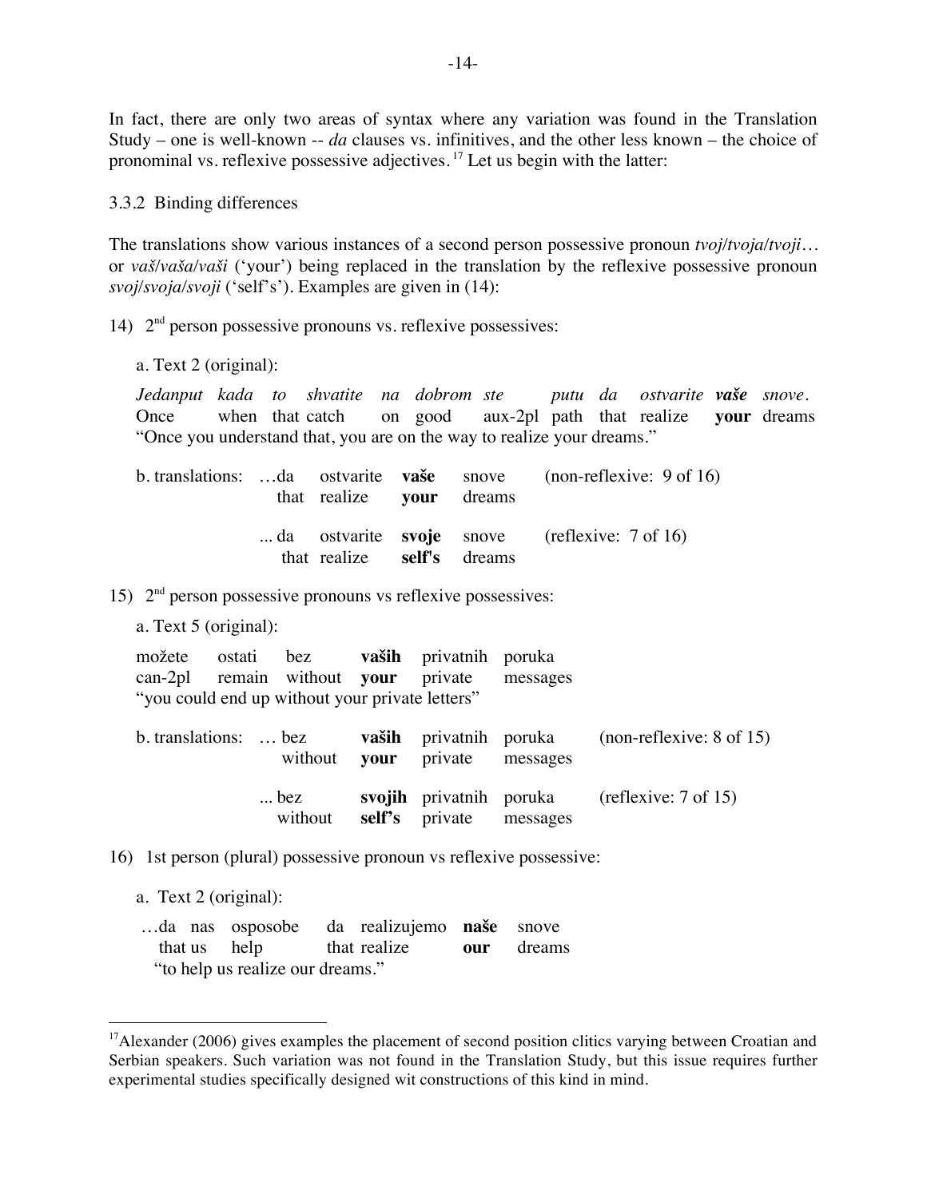In fact, there are only two areas of syntax where any variation was found in the Translation Study – one is well-known -- *da* clauses vs. infinitives, and the other less known – the choice of pronominal vs. reflexive possessive adjectives.[17] Let us begin with the latter:

### 3.3.2 Binding differences

The translations show various instances of a second person possessive pronoun *tvoj/tvoja/tvoji*… or *vaš/vaša/vaši* ('your') being replaced in the translation by the reflexive possessive pronoun *svoj/svoja/svoji* ('self's'). Examples are given in (14):

14) 2nd person possessive pronouns vs. reflexive possessives:

a. Text 2 (original):

| *Jedanput* | *kada* | *to* | *shvatite* | *na* | *dobrom* | *ste* | *putu* | *da* | *ostvarite* | ***vaše*** | *snove*. |
|---|---|---|---|---|---|---|---|---|---|---|---|
| Once | when | that | catch | on | good | aux-2pl | path | that | realize | **your** | dreams |

"Once you understand that, you are on the way to realize your dreams."

| b. translations: | …da | ostvarite | **vaše** | snove | (non-reflexive: 9 of 16) |
|---|---|---|---|---|---|
| | that | realize | **your** | dreams | |
| | ... da | ostvarite | **svoje** | snove | (reflexive: 7 of 16) |
| | that | realize | **self's** | dreams | |

15) 2nd person possessive pronouns vs reflexive possessives:

a. Text 5 (original):

| možete | ostati | bez | **vaših** | privatnih | poruka |
|---|---|---|---|---|---|
| can-2pl | remain | without | **your** | private | messages |

"you could end up without your private letters"

| b. translations: | … bez | **vaših** | privatnih | poruka | (non-reflexive: 8 of 15) |
|---|---|---|---|---|---|
| | without | **your** | private | messages | |
| | ... bez | **svojih** | privatnih | poruka | (reflexive: 7 of 15) |
| | without | **self's** | private | messages | |

16) 1st person (plural) possessive pronoun vs reflexive possessive:

a. Text 2 (original):

| …da | nas | osposobe | da | realizujemo | **naše** | snove |
|---|---|---|---|---|---|---|
| that | us | help | that | realize | **our** | dreams |

"to help us realize our dreams."

---

[17] Alexander (2006) gives examples the placement of second position clitics varying between Croatian and Serbian speakers. Such variation was not found in the Translation Study, but this issue requires further experimental studies specifically designed wit constructions of this kind in mind.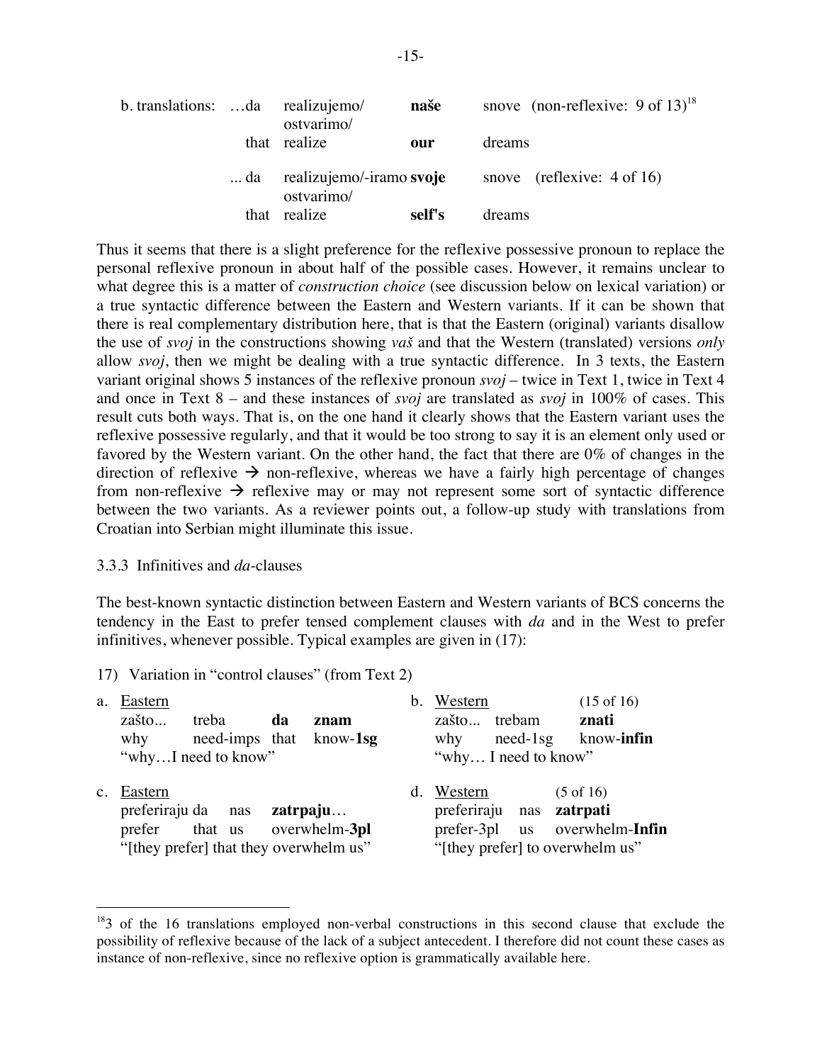b. translations: …da realizujemo/ ostvarimo/ **naše** snove (non-reflexive: 9 of 13)[18]
that realize **our** dreams

... da realizujemo/-iramo/ ostvarimo/ **svoje** snove (reflexive: 4 of 16)
that realize **self's** dreams

Thus it seems that there is a slight preference for the reflexive possessive pronoun to replace the personal reflexive pronoun in about half of the possible cases. However, it remains unclear to what degree this is a matter of *construction choice* (see discussion below on lexical variation) or a true syntactic difference between the Eastern and Western variants. If it can be shown that there is real complementary distribution here, that is that the Eastern (original) variants disallow the use of *svoj* in the constructions showing *vaš* and that the Western (translated) versions *only* allow *svoj*, then we might be dealing with a true syntactic difference. In 3 texts, the Eastern variant original shows 5 instances of the reflexive pronoun *svoj* – twice in Text 1, twice in Text 4 and once in Text 8 – and these instances of *svoj* are translated as *svoj* in 100% of cases. This result cuts both ways. That is, on the one hand it clearly shows that the Eastern variant uses the reflexive possessive regularly, and that it would be too strong to say it is an element only used or favored by the Western variant. On the other hand, the fact that there are 0% of changes in the direction of reflexive → non-reflexive, whereas we have a fairly high percentage of changes from non-reflexive → reflexive may or may not represent some sort of syntactic difference between the two variants. As a reviewer points out, a follow-up study with translations from Croatian into Serbian might illuminate this issue.

### 3.3.3 Infinitives and *da*-clauses

The best-known syntactic distinction between Eastern and Western variants of BCS concerns the tendency in the East to prefer tensed complement clauses with *da* and in the West to prefer infinitives, whenever possible. Typical examples are given in (17):

17) Variation in "control clauses" (from Text 2)

a. Eastern
zašto... treba **da** **znam**
why need-imps that know-**1sg**
"why…I need to know"

b. Western (15 of 16)
zašto... trebam **znati**
why need-1sg know-**infin**
"why… I need to know"

c. Eastern
preferiraju da nas **zatrpaju**…
prefer that us overwhelm-**3pl**
"[they prefer] that they overwhelm us"

d. Western (5 of 16)
preferiraju nas **zatrpati**
prefer-3pl us overwhelm-**Infin**
"[they prefer] to overwhelm us"

---

[18] 3 of the 16 translations employed non-verbal constructions in this second clause that exclude the possibility of reflexive because of the lack of a subject antecedent. I therefore did not count these cases as instance of non-reflexive, since no reflexive option is grammatically available here.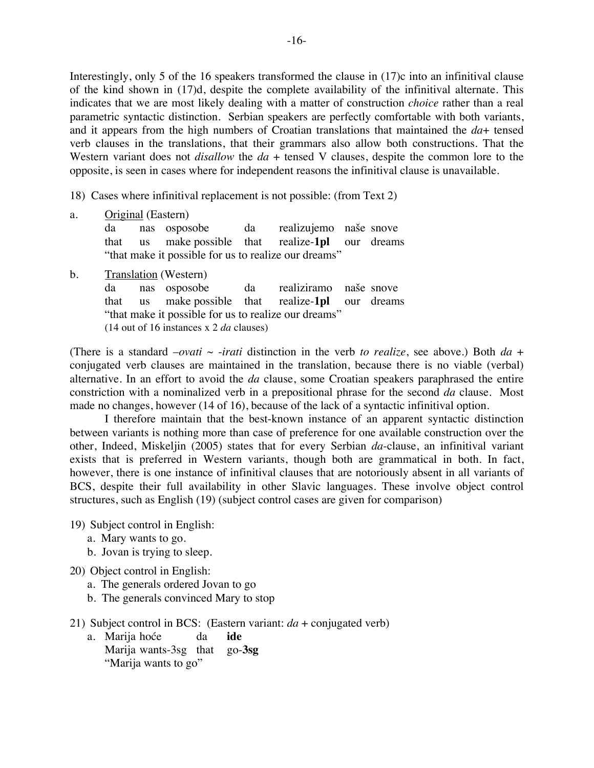Interestingly, only 5 of the 16 speakers transformed the clause in (17)c into an infinitival clause of the kind shown in (17)d, despite the complete availability of the infinitival alternate. This indicates that we are most likely dealing with a matter of construction *choice* rather than a real parametric syntactic distinction. Serbian speakers are perfectly comfortable with both variants, and it appears from the high numbers of Croatian translations that maintained the *da*+ tensed verb clauses in the translations, that their grammars also allow both constructions. That the Western variant does not *disallow* the *da* + tensed V clauses, despite the common lore to the opposite, is seen in cases where for independent reasons the infinitival clause is unavailable.

18) Cases where infinitival replacement is not possible: (from Text 2)

a. Original (Eastern)

| da | nas | osposobe | da | realizujemo | naše | snove |
|---|---|---|---|---|---|---|
| that | us | make possible | that | realize-**1pl** | our | dreams |

"that make it possible for us to realize our dreams"

b. Translation (Western)

| da | nas | osposobe | da | realiziramo | naše | snove |
|---|---|---|---|---|---|---|
| that | us | make possible | that | realize-**1pl** | our | dreams |

"that make it possible for us to realize our dreams"
(14 out of 16 instances x 2 *da* clauses)

(There is a standard –*ovati* ~ -*irati* distinction in the verb *to realize*, see above.) Both *da* + conjugated verb clauses are maintained in the translation, because there is no viable (verbal) alternative. In an effort to avoid the *da* clause, some Croatian speakers paraphrased the entire constriction with a nominalized verb in a prepositional phrase for the second *da* clause. Most made no changes, however (14 of 16), because of the lack of a syntactic infinitival option.

I therefore maintain that the best-known instance of an apparent syntactic distinction between variants is nothing more than case of preference for one available construction over the other, Indeed, Miskeljin (2005) states that for every Serbian *da*-clause, an infinitival variant exists that is preferred in Western variants, though both are grammatical in both. In fact, however, there is one instance of infinitival clauses that are notoriously absent in all variants of BCS, despite their full availability in other Slavic languages. These involve object control structures, such as English (19) (subject control cases are given for comparison)

19) Subject control in English:
  a. Mary wants to go.
  b. Jovan is trying to sleep.

20) Object control in English:
  a. The generals ordered Jovan to go
  b. The generals convinced Mary to stop

21) Subject control in BCS: (Eastern variant: *da* + conjugated verb)

a.

| Marija | hoće | da | **ide** |
|---|---|---|---|
| Marija | wants-3sg | that | go-**3sg** |

"Marija wants to go"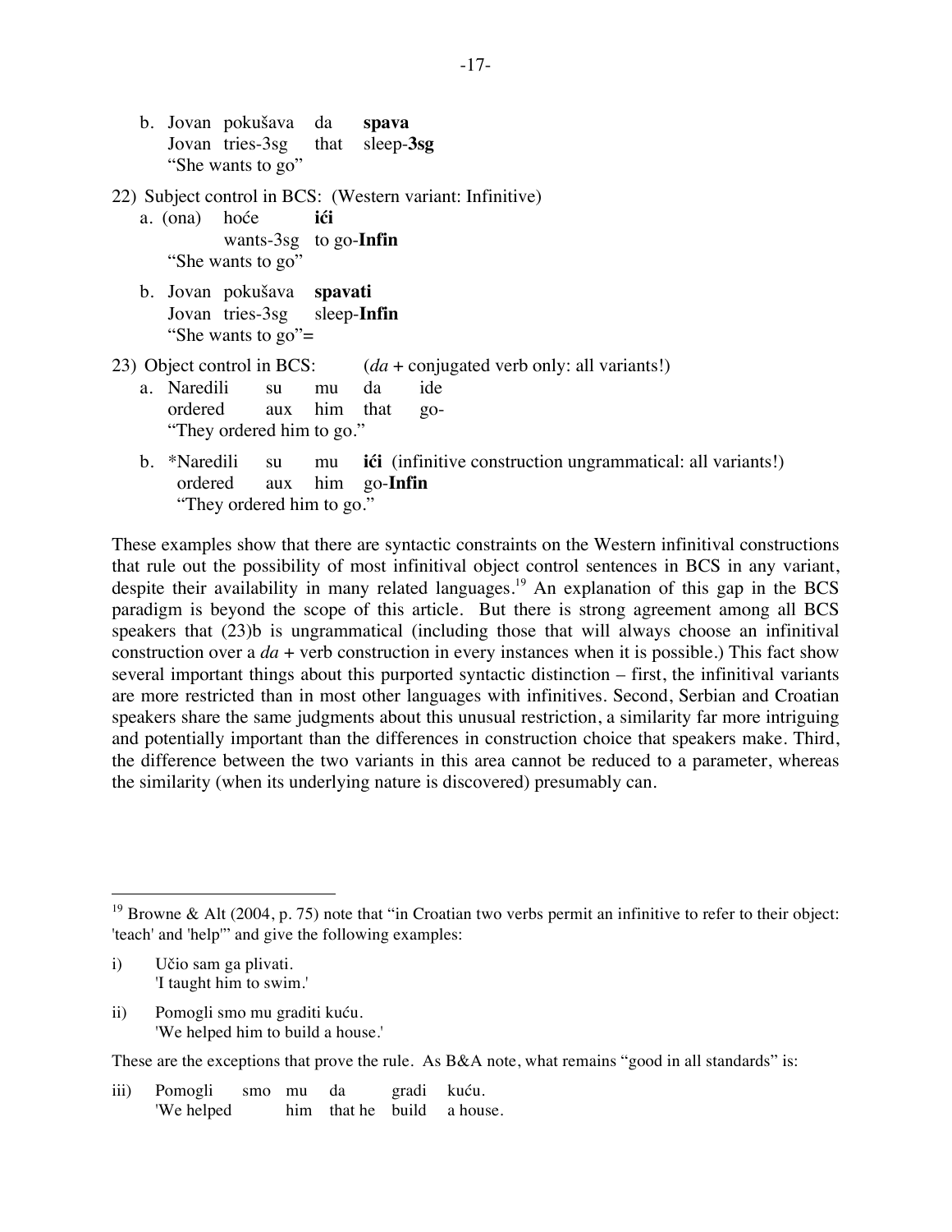b. Jovan pokušava da **spava**
   Jovan tries-3sg that sleep-**3sg**
   "She wants to go"

22) Subject control in BCS: (Western variant: Infinitive)

a. (ona) hoće **ići**
   wants-3sg to go-**Infin**
   "She wants to go"

b. Jovan pokušava **spavati**
   Jovan tries-3sg sleep-**Infin**
   "She wants to go"=

23) Object control in BCS: (*da* + conjugated verb only: all variants!)

a. Naredili su mu da ide
   ordered aux him that go-
   "They ordered him to go."

b. *Naredili su mu **ići** (infinitive construction ungrammatical: all variants!)
   ordered aux him go-**Infin**
   "They ordered him to go."

These examples show that there are syntactic constraints on the Western infinitival constructions that rule out the possibility of most infinitival object control sentences in BCS in any variant, despite their availability in many related languages.[19] An explanation of this gap in the BCS paradigm is beyond the scope of this article. But there is strong agreement among all BCS speakers that (23)b is ungrammatical (including those that will always choose an infinitival construction over a *da* + verb construction in every instances when it is possible.) This fact show several important things about this purported syntactic distinction – first, the infinitival variants are more restricted than in most other languages with infinitives. Second, Serbian and Croatian speakers share the same judgments about this unusual restriction, a similarity far more intriguing and potentially important than the differences in construction choice that speakers make. Third, the difference between the two variants in this area cannot be reduced to a parameter, whereas the similarity (when its underlying nature is discovered) presumably can.

---

[19] Browne & Alt (2004, p. 75) note that "in Croatian two verbs permit an infinitive to refer to their object: 'teach' and 'help'" and give the following examples:

i) Učio sam ga plivati.
   'I taught him to swim.'

ii) Pomogli smo mu graditi kuću.
   'We helped him to build a house.'

These are the exceptions that prove the rule. As B&A note, what remains "good in all standards" is:

iii) Pomogli smo mu da gradi kuću.
   'We helped him that he build a house.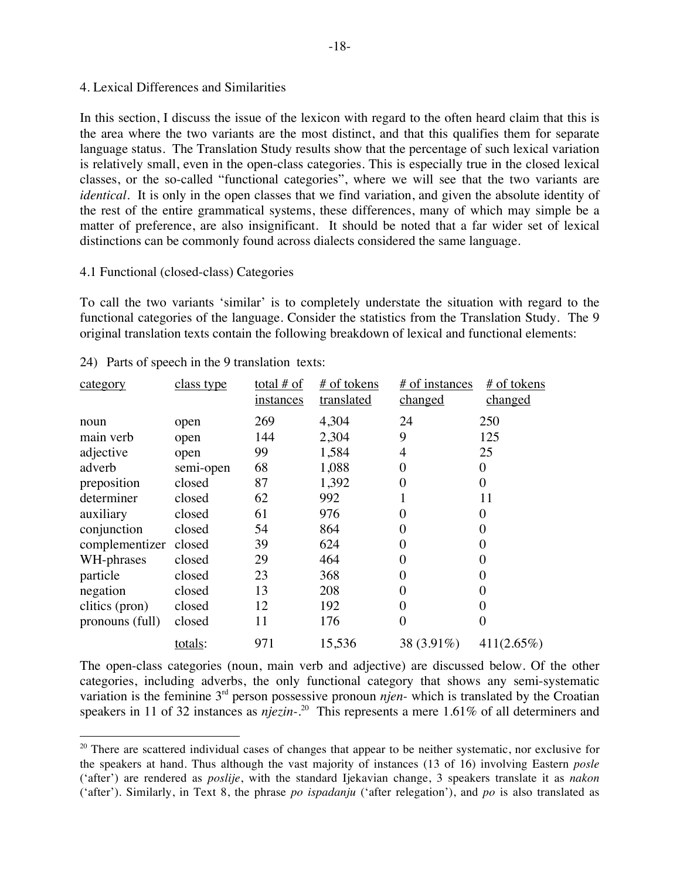## 4. Lexical Differences and Similarities

In this section, I discuss the issue of the lexicon with regard to the often heard claim that this is the area where the two variants are the most distinct, and that this qualifies them for separate language status. The Translation Study results show that the percentage of such lexical variation is relatively small, even in the open-class categories. This is especially true in the closed lexical classes, or the so-called "functional categories", where we will see that the two variants are *identical*. It is only in the open classes that we find variation, and given the absolute identity of the rest of the entire grammatical systems, these differences, many of which may simple be a matter of preference, are also insignificant. It should be noted that a far wider set of lexical distinctions can be commonly found across dialects considered the same language.

### 4.1 Functional (closed-class) Categories

To call the two variants 'similar' is to completely understate the situation with regard to the functional categories of the language. Consider the statistics from the Translation Study. The 9 original translation texts contain the following breakdown of lexical and functional elements:

24) Parts of speech in the 9 translation texts:

| category | class type | total # of instances | # of tokens translated | # of instances changed | # of tokens changed |
|---|---|---|---|---|---|
| noun | open | 269 | 4,304 | 24 | 250 |
| main verb | open | 144 | 2,304 | 9 | 125 |
| adjective | open | 99 | 1,584 | 4 | 25 |
| adverb | semi-open | 68 | 1,088 | 0 | 0 |
| preposition | closed | 87 | 1,392 | 0 | 0 |
| determiner | closed | 62 | 992 | 1 | 11 |
| auxiliary | closed | 61 | 976 | 0 | 0 |
| conjunction | closed | 54 | 864 | 0 | 0 |
| complementizer | closed | 39 | 624 | 0 | 0 |
| WH-phrases | closed | 29 | 464 | 0 | 0 |
| particle | closed | 23 | 368 | 0 | 0 |
| negation | closed | 13 | 208 | 0 | 0 |
| clitics (pron) | closed | 12 | 192 | 0 | 0 |
| pronouns (full) | closed | 11 | 176 | 0 | 0 |
| | totals: | 971 | 15,536 | 38 (3.91%) | 411(2.65%) |

The open-class categories (noun, main verb and adjective) are discussed below. Of the other categories, including adverbs, the only functional category that shows any semi-systematic variation is the feminine 3rd person possessive pronoun *njen-* which is translated by the Croatian speakers in 11 of 32 instances as *njezin-*.[20] This represents a mere 1.61% of all determiners and

[20] There are scattered individual cases of changes that appear to be neither systematic, nor exclusive for the speakers at hand. Thus although the vast majority of instances (13 of 16) involving Eastern *posle* ('after') are rendered as *poslije*, with the standard Ijekavian change, 3 speakers translate it as *nakon* ('after'). Similarly, in Text 8, the phrase *po ispadanju* ('after relegation'), and *po* is also translated as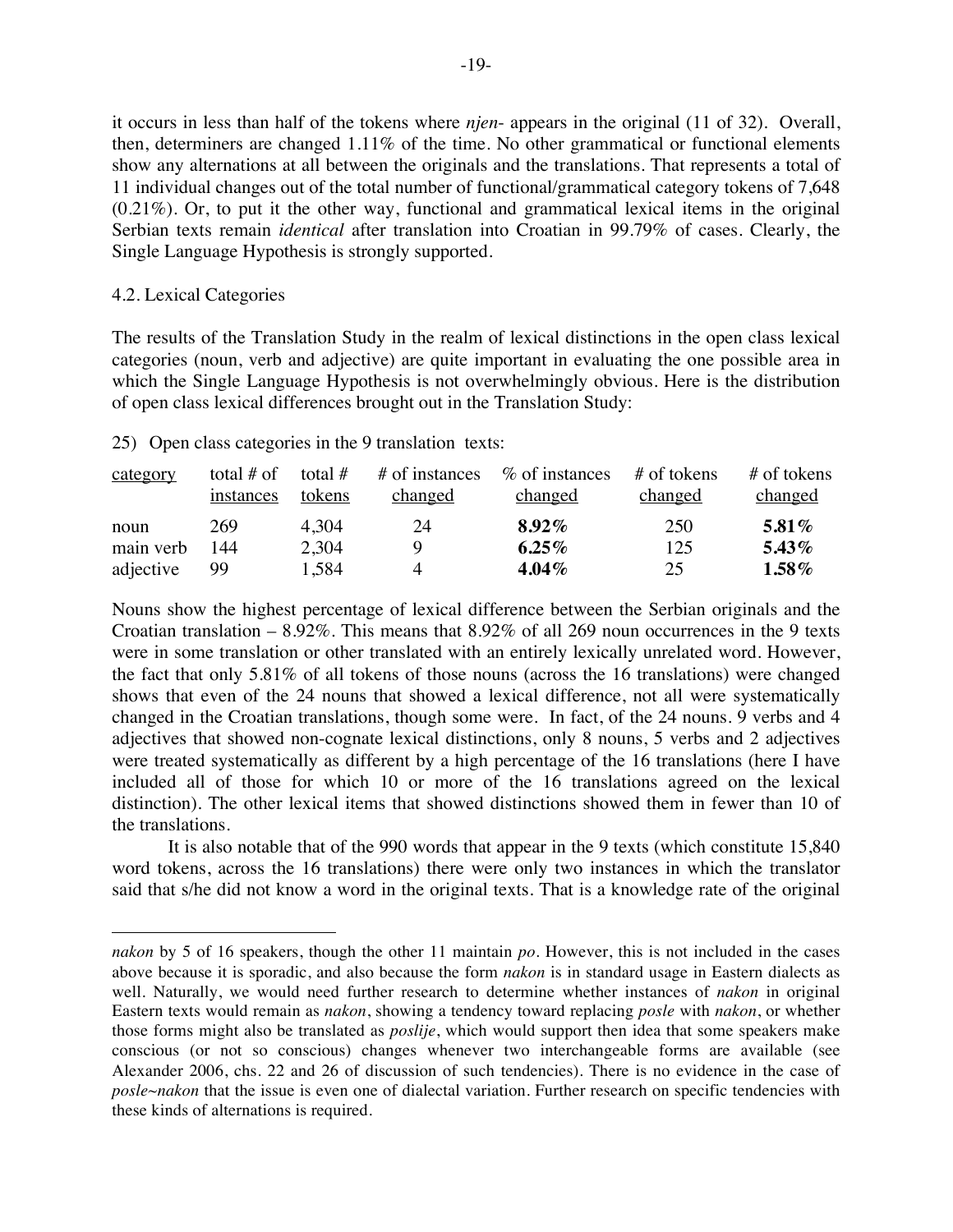it occurs in less than half of the tokens where *njen-* appears in the original (11 of 32). Overall, then, determiners are changed 1.11% of the time. No other grammatical or functional elements show any alternations at all between the originals and the translations. That represents a total of 11 individual changes out of the total number of functional/grammatical category tokens of 7,648 (0.21%). Or, to put it the other way, functional and grammatical lexical items in the original Serbian texts remain *identical* after translation into Croatian in 99.79% of cases. Clearly, the Single Language Hypothesis is strongly supported.

### 4.2. Lexical Categories

The results of the Translation Study in the realm of lexical distinctions in the open class lexical categories (noun, verb and adjective) are quite important in evaluating the one possible area in which the Single Language Hypothesis is not overwhelmingly obvious. Here is the distribution of open class lexical differences brought out in the Translation Study:

25) Open class categories in the 9 translation texts:

| category | total # of instances | total # tokens | # of instances changed | % of instances changed | # of tokens changed | # of tokens changed |
|---|---|---|---|---|---|---|
| noun | 269 | 4,304 | 24 | **8.92%** | 250 | **5.81%** |
| main verb | 144 | 2,304 | 9 | **6.25%** | 125 | **5.43%** |
| adjective | 99 | 1,584 | 4 | **4.04%** | 25 | **1.58%** |

Nouns show the highest percentage of lexical difference between the Serbian originals and the Croatian translation – 8.92%. This means that 8.92% of all 269 noun occurrences in the 9 texts were in some translation or other translated with an entirely lexically unrelated word. However, the fact that only 5.81% of all tokens of those nouns (across the 16 translations) were changed shows that even of the 24 nouns that showed a lexical difference, not all were systematically changed in the Croatian translations, though some were. In fact, of the 24 nouns. 9 verbs and 4 adjectives that showed non-cognate lexical distinctions, only 8 nouns, 5 verbs and 2 adjectives were treated systematically as different by a high percentage of the 16 translations (here I have included all of those for which 10 or more of the 16 translations agreed on the lexical distinction). The other lexical items that showed distinctions showed them in fewer than 10 of the translations.

It is also notable that of the 990 words that appear in the 9 texts (which constitute 15,840 word tokens, across the 16 translations) there were only two instances in which the translator said that s/he did not know a word in the original texts. That is a knowledge rate of the original

---

*nakon* by 5 of 16 speakers, though the other 11 maintain *po*. However, this is not included in the cases above because it is sporadic, and also because the form *nakon* is in standard usage in Eastern dialects as well. Naturally, we would need further research to determine whether instances of *nakon* in original Eastern texts would remain as *nakon*, showing a tendency toward replacing *posle* with *nakon*, or whether those forms might also be translated as *poslije*, which would support then idea that some speakers make conscious (or not so conscious) changes whenever two interchangeable forms are available (see Alexander 2006, chs. 22 and 26 of discussion of such tendencies). There is no evidence in the case of *posle~nakon* that the issue is even one of dialectal variation. Further research on specific tendencies with these kinds of alternations is required.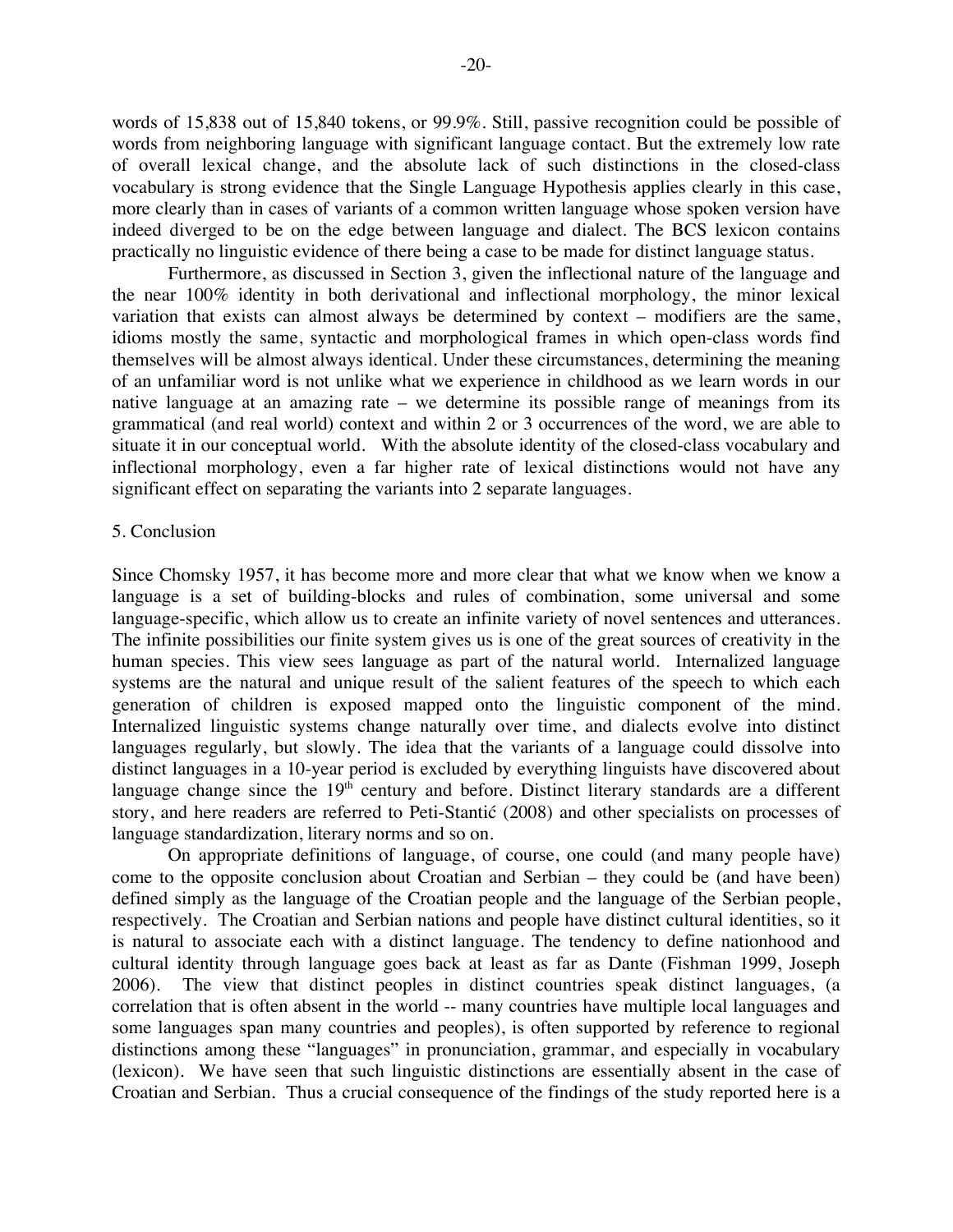words of 15,838 out of 15,840 tokens, or 99.9%. Still, passive recognition could be possible of words from neighboring language with significant language contact. But the extremely low rate of overall lexical change, and the absolute lack of such distinctions in the closed-class vocabulary is strong evidence that the Single Language Hypothesis applies clearly in this case, more clearly than in cases of variants of a common written language whose spoken version have indeed diverged to be on the edge between language and dialect. The BCS lexicon contains practically no linguistic evidence of there being a case to be made for distinct language status.

Furthermore, as discussed in Section 3, given the inflectional nature of the language and the near 100% identity in both derivational and inflectional morphology, the minor lexical variation that exists can almost always be determined by context – modifiers are the same, idioms mostly the same, syntactic and morphological frames in which open-class words find themselves will be almost always identical. Under these circumstances, determining the meaning of an unfamiliar word is not unlike what we experience in childhood as we learn words in our native language at an amazing rate – we determine its possible range of meanings from its grammatical (and real world) context and within 2 or 3 occurrences of the word, we are able to situate it in our conceptual world. With the absolute identity of the closed-class vocabulary and inflectional morphology, even a far higher rate of lexical distinctions would not have any significant effect on separating the variants into 2 separate languages.

## 5. Conclusion

Since Chomsky 1957, it has become more and more clear that what we know when we know a language is a set of building-blocks and rules of combination, some universal and some language-specific, which allow us to create an infinite variety of novel sentences and utterances. The infinite possibilities our finite system gives us is one of the great sources of creativity in the human species. This view sees language as part of the natural world. Internalized language systems are the natural and unique result of the salient features of the speech to which each generation of children is exposed mapped onto the linguistic component of the mind. Internalized linguistic systems change naturally over time, and dialects evolve into distinct languages regularly, but slowly. The idea that the variants of a language could dissolve into distinct languages in a 10-year period is excluded by everything linguists have discovered about language change since the 19th century and before. Distinct literary standards are a different story, and here readers are referred to Peti-Stantić (2008) and other specialists on processes of language standardization, literary norms and so on.

On appropriate definitions of language, of course, one could (and many people have) come to the opposite conclusion about Croatian and Serbian – they could be (and have been) defined simply as the language of the Croatian people and the language of the Serbian people, respectively. The Croatian and Serbian nations and people have distinct cultural identities, so it is natural to associate each with a distinct language. The tendency to define nationhood and cultural identity through language goes back at least as far as Dante (Fishman 1999, Joseph 2006). The view that distinct peoples in distinct countries speak distinct languages, (a correlation that is often absent in the world -- many countries have multiple local languages and some languages span many countries and peoples), is often supported by reference to regional distinctions among these "languages" in pronunciation, grammar, and especially in vocabulary (lexicon). We have seen that such linguistic distinctions are essentially absent in the case of Croatian and Serbian. Thus a crucial consequence of the findings of the study reported here is a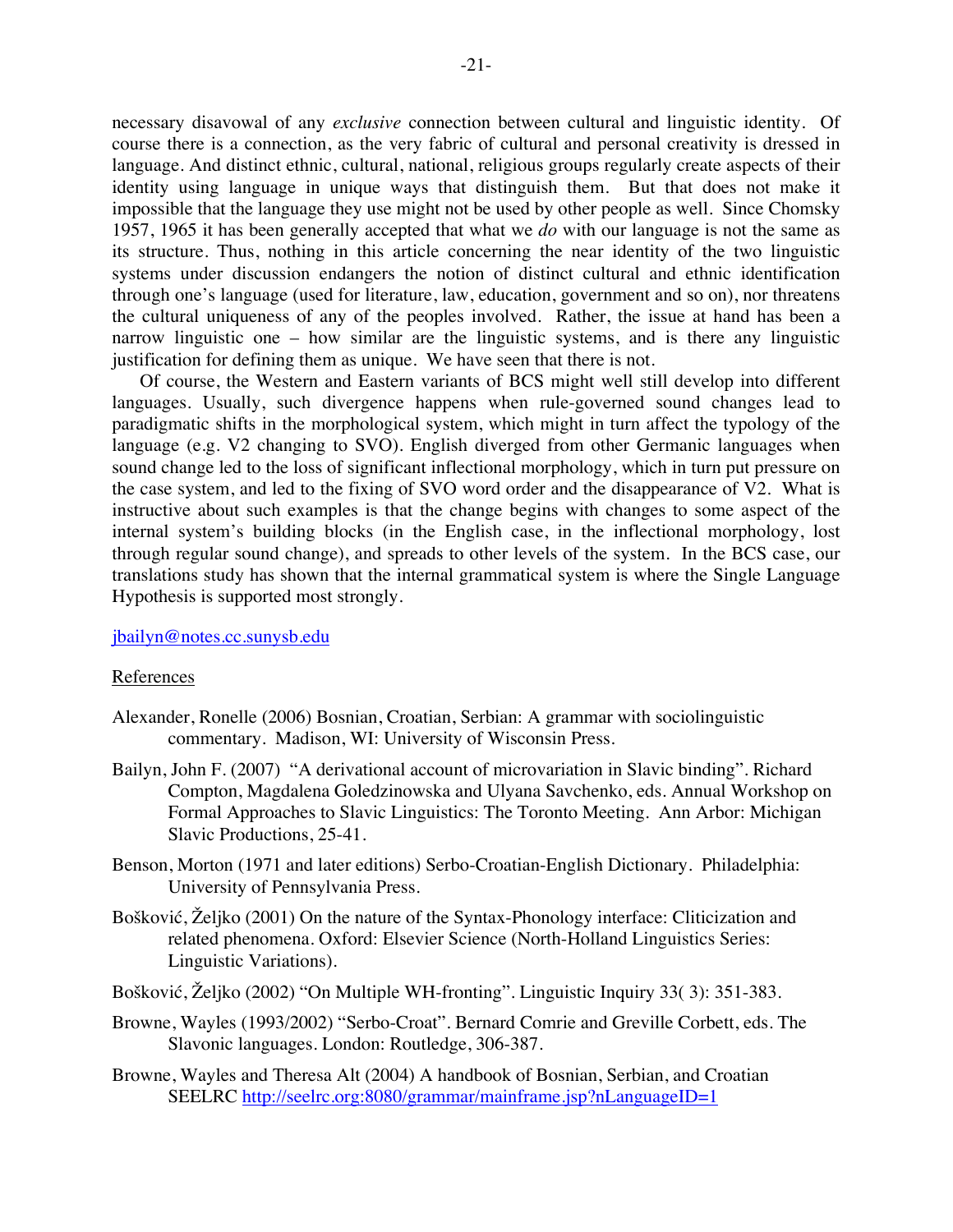necessary disavowal of any *exclusive* connection between cultural and linguistic identity. Of course there is a connection, as the very fabric of cultural and personal creativity is dressed in language. And distinct ethnic, cultural, national, religious groups regularly create aspects of their identity using language in unique ways that distinguish them. But that does not make it impossible that the language they use might not be used by other people as well. Since Chomsky 1957, 1965 it has been generally accepted that what we *do* with our language is not the same as its structure. Thus, nothing in this article concerning the near identity of the two linguistic systems under discussion endangers the notion of distinct cultural and ethnic identification through one's language (used for literature, law, education, government and so on), nor threatens the cultural uniqueness of any of the peoples involved. Rather, the issue at hand has been a narrow linguistic one – how similar are the linguistic systems, and is there any linguistic justification for defining them as unique. We have seen that there is not.

Of course, the Western and Eastern variants of BCS might well still develop into different languages. Usually, such divergence happens when rule-governed sound changes lead to paradigmatic shifts in the morphological system, which might in turn affect the typology of the language (e.g. V2 changing to SVO). English diverged from other Germanic languages when sound change led to the loss of significant inflectional morphology, which in turn put pressure on the case system, and led to the fixing of SVO word order and the disappearance of V2. What is instructive about such examples is that the change begins with changes to some aspect of the internal system's building blocks (in the English case, in the inflectional morphology, lost through regular sound change), and spreads to other levels of the system. In the BCS case, our translations study has shown that the internal grammatical system is where the Single Language Hypothesis is supported most strongly.

jbailyn@notes.cc.sunysb.edu

## References

Alexander, Ronelle (2006) Bosnian, Croatian, Serbian: A grammar with sociolinguistic commentary. Madison, WI: University of Wisconsin Press.

Bailyn, John F. (2007) "A derivational account of microvariation in Slavic binding". Richard Compton, Magdalena Goledzinowska and Ulyana Savchenko, eds. Annual Workshop on Formal Approaches to Slavic Linguistics: The Toronto Meeting. Ann Arbor: Michigan Slavic Productions, 25-41.

Benson, Morton (1971 and later editions) Serbo-Croatian-English Dictionary. Philadelphia: University of Pennsylvania Press.

Bošković, Željko (2001) On the nature of the Syntax-Phonology interface: Cliticization and related phenomena. Oxford: Elsevier Science (North-Holland Linguistics Series: Linguistic Variations).

Bošković, Željko (2002) "On Multiple WH-fronting". Linguistic Inquiry 33( 3): 351-383.

Browne, Wayles (1993/2002) "Serbo-Croat". Bernard Comrie and Greville Corbett, eds. The Slavonic languages. London: Routledge, 306-387.

Browne, Wayles and Theresa Alt (2004) A handbook of Bosnian, Serbian, and Croatian SEELRC http://seelrc.org:8080/grammar/mainframe.jsp?nLanguageID=1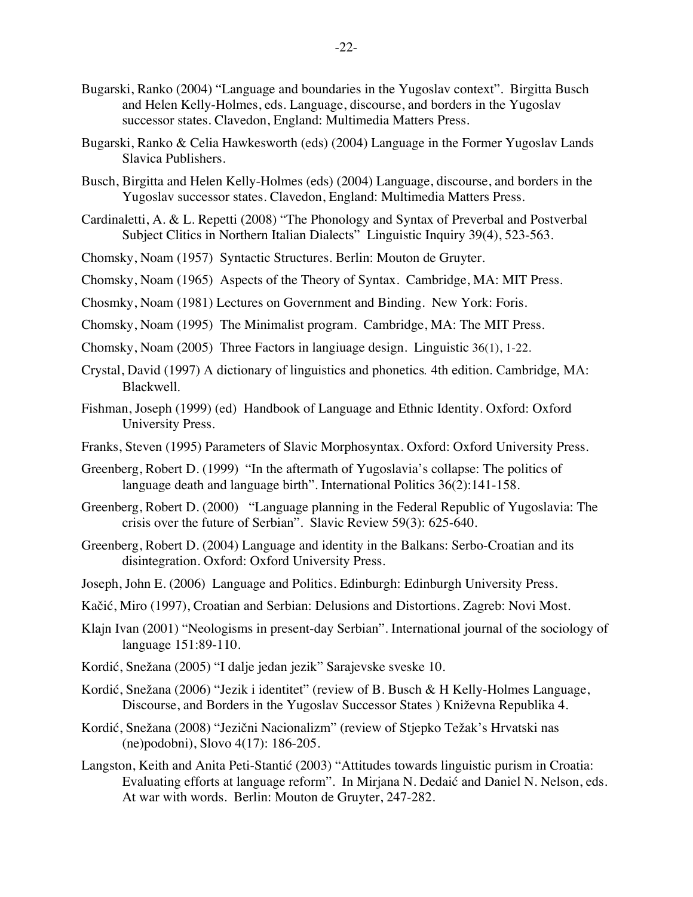Bugarski, Ranko (2004) "Language and boundaries in the Yugoslav context". Birgitta Busch and Helen Kelly-Holmes, eds. Language, discourse, and borders in the Yugoslav successor states. Clavedon, England: Multimedia Matters Press.

Bugarski, Ranko & Celia Hawkesworth (eds) (2004) Language in the Former Yugoslav Lands Slavica Publishers.

Busch, Birgitta and Helen Kelly-Holmes (eds) (2004) Language, discourse, and borders in the Yugoslav successor states. Clavedon, England: Multimedia Matters Press.

Cardinaletti, A. & L. Repetti (2008) "The Phonology and Syntax of Preverbal and Postverbal Subject Clitics in Northern Italian Dialects" Linguistic Inquiry 39(4), 523-563.

Chomsky, Noam (1957) Syntactic Structures. Berlin: Mouton de Gruyter.

Chomsky, Noam (1965) Aspects of the Theory of Syntax. Cambridge, MA: MIT Press.

Chosmky, Noam (1981) Lectures on Government and Binding. New York: Foris.

Chomsky, Noam (1995) The Minimalist program. Cambridge, MA: The MIT Press.

Chomsky, Noam (2005) Three Factors in langiuage design. Linguistic 36(1), 1-22.

Crystal, David (1997) A dictionary of linguistics and phonetics*.* 4th edition. Cambridge, MA: Blackwell.

Fishman, Joseph (1999) (ed) Handbook of Language and Ethnic Identity. Oxford: Oxford University Press.

Franks, Steven (1995) Parameters of Slavic Morphosyntax. Oxford: Oxford University Press.

Greenberg, Robert D. (1999) "In the aftermath of Yugoslavia's collapse: The politics of language death and language birth". International Politics 36(2):141-158.

Greenberg, Robert D. (2000) "Language planning in the Federal Republic of Yugoslavia: The crisis over the future of Serbian". Slavic Review 59(3): 625-640.

Greenberg, Robert D. (2004) Language and identity in the Balkans: Serbo-Croatian and its disintegration. Oxford: Oxford University Press.

Joseph, John E. (2006) Language and Politics. Edinburgh: Edinburgh University Press.

Kačić, Miro (1997), Croatian and Serbian: Delusions and Distortions. Zagreb: Novi Most.

Klajn Ivan (2001) "Neologisms in present-day Serbian". International journal of the sociology of language 151:89-110.

Kordić, Snežana (2005) "I dalje jedan jezik" Sarajevske sveske 10.

Kordić, Snežana (2006) "Jezik i identitet" (review of B. Busch & H Kelly-Holmes Language, Discourse, and Borders in the Yugoslav Successor States ) Književna Republika 4.

Kordić, Snežana (2008) "Jezični Nacionalizm" (review of Stjepko Težak's Hrvatski nas (ne)podobni), Slovo 4(17): 186-205.

Langston, Keith and Anita Peti-Stantić (2003) "Attitudes towards linguistic purism in Croatia: Evaluating efforts at language reform". In Mirjana N. Dedaić and Daniel N. Nelson, eds. At war with words. Berlin: Mouton de Gruyter, 247-282.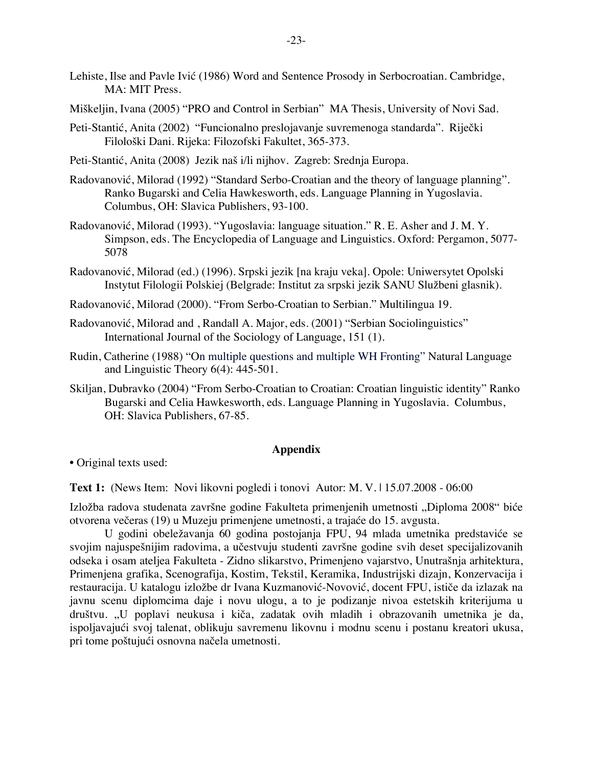Lehiste, Ilse and Pavle Ivić (1986) Word and Sentence Prosody in Serbocroatian. Cambridge, MA: MIT Press.

Miškeljin, Ivana (2005) "PRO and Control in Serbian" MA Thesis, University of Novi Sad.

Peti-Stantić, Anita (2002) "Funcionalno preslojavanje suvremenoga standarda". Riječki Filološki Dani. Rijeka: Filozofski Fakultet, 365-373.

Peti-Stantić, Anita (2008) Jezik naš i/li nijhov. Zagreb: Srednja Europa.

Radovanović, Milorad (1992) "Standard Serbo-Croatian and the theory of language planning". Ranko Bugarski and Celia Hawkesworth, eds. Language Planning in Yugoslavia. Columbus, OH: Slavica Publishers, 93-100.

Radovanović, Milorad (1993). "Yugoslavia: language situation." R. E. Asher and J. M. Y. Simpson, eds. The Encyclopedia of Language and Linguistics. Oxford: Pergamon, 5077-5078

Radovanović, Milorad (ed.) (1996). Srpski jezik [na kraju veka]. Opole: Uniwersytet Opolski Instytut Filologii Polskiej (Belgrade: Institut za srpski jezik SANU Službeni glasnik).

Radovanović, Milorad (2000). "From Serbo-Croatian to Serbian." Multilingua 19.

Radovanović, Milorad and , Randall A. Major, eds. (2001) "Serbian Sociolinguistics" International Journal of the Sociology of Language, 151 (1).

Rudin, Catherine (1988) "On multiple questions and multiple WH Fronting" Natural Language and Linguistic Theory 6(4): 445-501.

Skiljan, Dubravko (2004) "From Serbo-Croatian to Croatian: Croatian linguistic identity" Ranko Bugarski and Celia Hawkesworth, eds. Language Planning in Yugoslavia. Columbus, OH: Slavica Publishers, 67-85.

## Appendix

- Original texts used:

**Text 1:** (News Item: Novi likovni pogledi i tonovi Autor: M. V. | 15.07.2008 - 06:00

Izložba radova studenata završne godine Fakulteta primenjenih umetnosti „Diploma 2008" biće otvorena večeras (19) u Muzeju primenjene umetnosti, a trajaće do 15. avgusta.

U godini obeležavanja 60 godina postojanja FPU, 94 mlada umetnika predstaviće se svojim najuspešnijim radovima, a učestvuju studenti završne godine svih deset specijalizovanih odseka i osam ateljea Fakulteta - Zidno slikarstvo, Primenjeno vajarstvo, Unutrašnja arhitektura, Primenjena grafika, Scenografija, Kostim, Tekstil, Keramika, Industrijski dizajn, Konzervacija i restauracija. U katalogu izložbe dr Ivana Kuzmanović-Novović, docent FPU, ističe da izlazak na javnu scenu diplomcima daje i novu ulogu, a to je podizanje nivoa estetskih kriterijuma u društvu. „U poplavi neukusa i kiča, zadatak ovih mladih i obrazovanih umetnika je da, ispoljavajući svoj talenat, oblikuju savremenu likovnu i modnu scenu i postanu kreatori ukusa, pri tome poštujući osnovna načela umetnosti.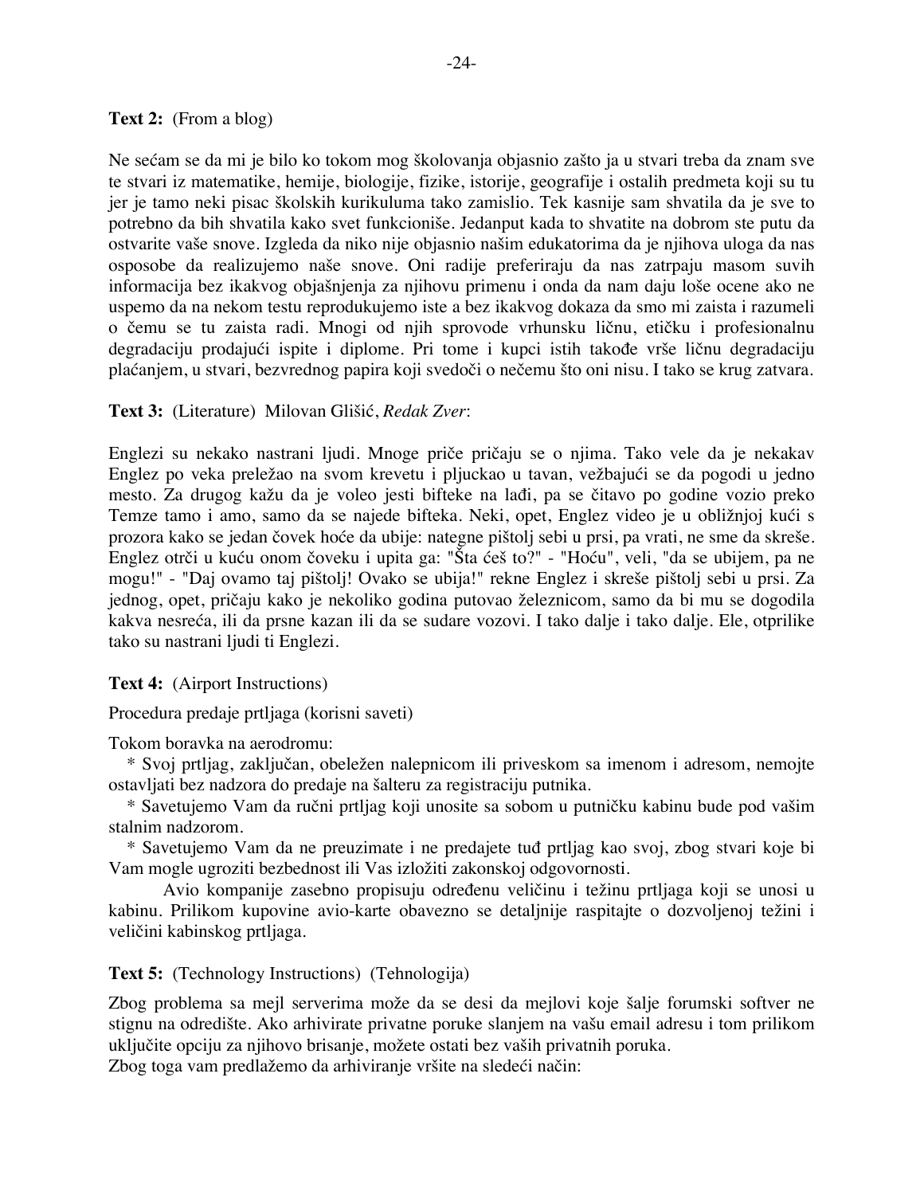**Text 2:** (From a blog)

Ne sećam se da mi je bilo ko tokom mog školovanja objasnio zašto ja u stvari treba da znam sve te stvari iz matematike, hemije, biologije, fizike, istorije, geografije i ostalih predmeta koji su tu jer je tamo neki pisac školskih kurikuluma tako zamislio. Tek kasnije sam shvatila da je sve to potrebno da bih shvatila kako svet funkcioniše. Jedanput kada to shvatite na dobrom ste putu da ostvarite vaše snove. Izgleda da niko nije objasnio našim edukatorima da je njihova uloga da nas osposobe da realizujemo naše snove. Oni radije preferiraju da nas zatrpaju masom suvih informacija bez ikakvog objašnjenja za njihovu primenu i onda da nam daju loše ocene ako ne uspemo da na nekom testu reprodukujemo iste a bez ikakvog dokaza da smo mi zaista i razumeli o čemu se tu zaista radi. Mnogi od njih sprovode vrhunsku ličnu, etičku i profesionalnu degradaciju prodajući ispite i diplome. Pri tome i kupci istih takođe vrše ličnu degradaciju plaćanjem, u stvari, bezvrednog papira koji svedoči o nečemu što oni nisu. I tako se krug zatvara.

**Text 3:** (Literature) Milovan Glišić, *Redak Zver*:

Englezi su nekako nastrani ljudi. Mnoge priče pričaju se o njima. Tako vele da je nekakav Englez po veka preležao na svom krevetu i pljuckao u tavan, vežbajući se da pogodi u jedno mesto. Za drugog kažu da je voleo jesti bifteke na lađi, pa se čitavo po godine vozio preko Temze tamo i amo, samo da se najede bifteka. Neki, opet, Englez video je u obližnjoj kući s prozora kako se jedan čovek hoće da ubije: nategne pištolj sebi u prsi, pa vrati, ne sme da skreše. Englez otrči u kuću onom čoveku i upita ga: "Šta ćeš to?" - "Hoću", veli, "da se ubijem, pa ne mogu!" - "Daj ovamo taj pištolj! Ovako se ubija!" rekne Englez i skreše pištolj sebi u prsi. Za jednog, opet, pričaju kako je nekoliko godina putovao železnicom, samo da bi mu se dogodila kakva nesreća, ili da prsne kazan ili da se sudare vozovi. I tako dalje i tako dalje. Ele, otprilike tako su nastrani ljudi ti Englezi.

**Text 4:** (Airport Instructions)

Procedura predaje prtljaga (korisni saveti)

Tokom boravka na aerodromu:

* Svoj prtljag, zaključan, obeležen nalepnicom ili priveskom sa imenom i adresom, nemojte ostavljati bez nadzora do predaje na šalteru za registraciju putnika.
* Savetujemo Vam da ručni prtljag koji unosite sa sobom u putničku kabinu bude pod vašim stalnim nadzorom.
* Savetujemo Vam da ne preuzimate i ne predajete tuđ prtljag kao svoj, zbog stvari koje bi Vam mogle ugroziti bezbednost ili Vas izložiti zakonskoj odgovornosti.

Avio kompanije zasebno propisuju određenu veličinu i težinu prtljaga koji se unosi u kabinu. Prilikom kupovine avio-karte obavezno se detaljnije raspitajte o dozvoljenoj težini i veličini kabinskog prtljaga.

**Text 5:** (Technology Instructions) (Tehnologija)

Zbog problema sa mejl serverima može da se desi da mejlovi koje šalje forumski softver ne stignu na odredište. Ako arhivirate privatne poruke slanjem na vašu email adresu i tom prilikom uključite opciju za njihovo brisanje, možete ostati bez vaših privatnih poruka.
Zbog toga vam predlažemo da arhiviranje vršite na sledeći način: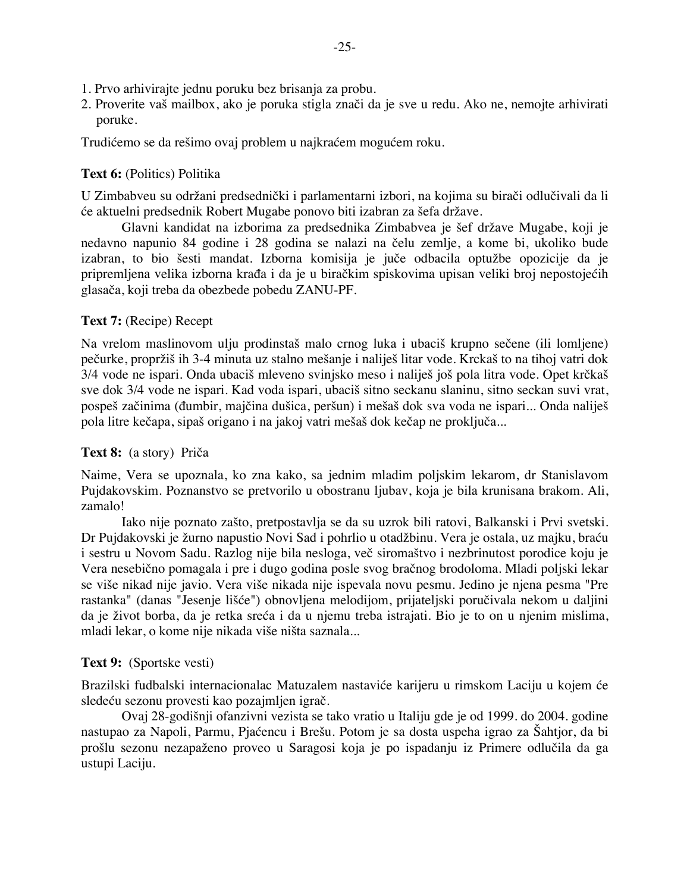1. Prvo arhivirajte jednu poruku bez brisanja za probu.
2. Proverite vaš mailbox, ako je poruka stigla znači da je sve u redu. Ako ne, nemojte arhivirati poruke.

Trudićemo se da rešimo ovaj problem u najkraćem mogućem roku.

**Text 6:** (Politics) Politika

U Zimbabveu su održani predsednički i parlamentarni izbori, na kojima su birači odlučivali da li će aktuelni predsednik Robert Mugabe ponovo biti izabran za šefa države.

Glavni kandidat na izborima za predsednika Zimbabvea je šef države Mugabe, koji je nedavno napunio 84 godine i 28 godina se nalazi na čelu zemlje, a kome bi, ukoliko bude izabran, to bio šesti mandat. Izborna komisija je juče odbacila optužbe opozicije da je pripremljena velika izborna krađa i da je u biračkim spiskovima upisan veliki broj nepostojećih glasača, koji treba da obezbede pobedu ZANU-PF.

**Text 7:** (Recipe) Recept

Na vrelom maslinovom ulju prodinstaš malo crnog luka i ubaciš krupno sečene (ili lomljene) pečurke, propržiš ih 3-4 minuta uz stalno mešanje i naliješ litar vode. Krckaš to na tihoj vatri dok 3/4 vode ne ispari. Onda ubaciš mleveno svinjsko meso i naliješ još pola litra vode. Opet krčkaš sve dok 3/4 vode ne ispari. Kad voda ispari, ubaciš sitno seckanu slaninu, sitno seckan suvi vrat, pospeš začinima (đumbir, majčina dušica, peršun) i mešaš dok sva voda ne ispari... Onda naliješ pola litre kečapa, sipaš origano i na jakoj vatri mešaš dok kečap ne proključa...

**Text 8:** (a story) Priča

Naime, Vera se upoznala, ko zna kako, sa jednim mladim poljskim lekarom, dr Stanislavom Pujdakovskim. Poznanstvo se pretvorilo u obostranu ljubav, koja je bila krunisana brakom. Ali, zamalo!

Iako nije poznato zašto, pretpostavlja se da su uzrok bili ratovi, Balkanski i Prvi svetski. Dr Pujdakovski je žurno napustio Novi Sad i pohrlio u otadžbinu. Vera je ostala, uz majku, braću i sestru u Novom Sadu. Razlog nije bila nesloga, več siromaštvo i nezbrinutost porodice koju je Vera nesebično pomagala i pre i dugo godina posle svog bračnog brodoloma. Mladi poljski lekar se više nikad nije javio. Vera više nikada nije ispevala novu pesmu. Jedino je njena pesma "Pre rastanka" (danas "Jesenje lišće") obnovljena melodijom, prijateljski poručivala nekom u daljini da je život borba, da je retka sreća i da u njemu treba istrajati. Bio je to on u njenim mislima, mladi lekar, o kome nije nikada više ništa saznala...

**Text 9:** (Sportske vesti)

Brazilski fudbalski internacionalac Matuzalem nastaviće karijeru u rimskom Laciju u kojem će sledeću sezonu provesti kao pozajmljen igrač.

Ovaj 28-godišnji ofanzivni vezista se tako vratio u Italiju gde je od 1999. do 2004. godine nastupao za Napoli, Parmu, Pjaćencu i Brešu. Potom je sa dosta uspeha igrao za Šahtjor, da bi prošlu sezonu nezapaženo proveo u Saragosi koja je po ispadanju iz Primere odlučila da ga ustupi Laciju.